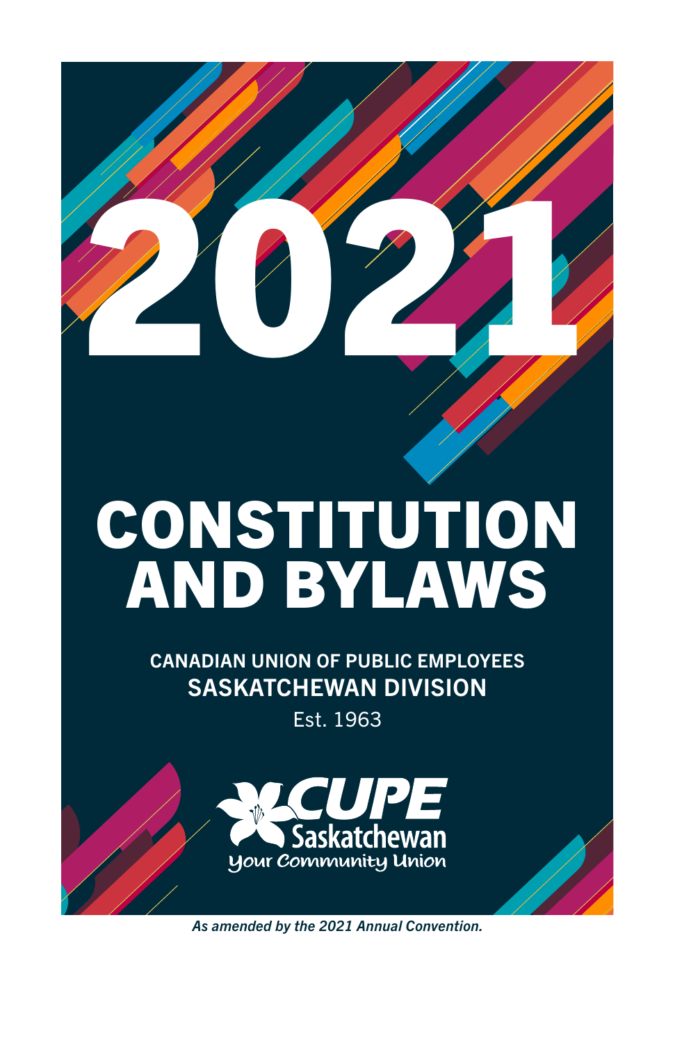# 2021

# CONSTITUTION AND BYLAWS

**CANADIAN UNION OF PUBLIC EMPLOYEES**

**SASKATCHEWAN DIVISION**

Est. 1963

CUPE Saskatchewan

Your Community Union

*As amended by the 2021 Annual Convention.*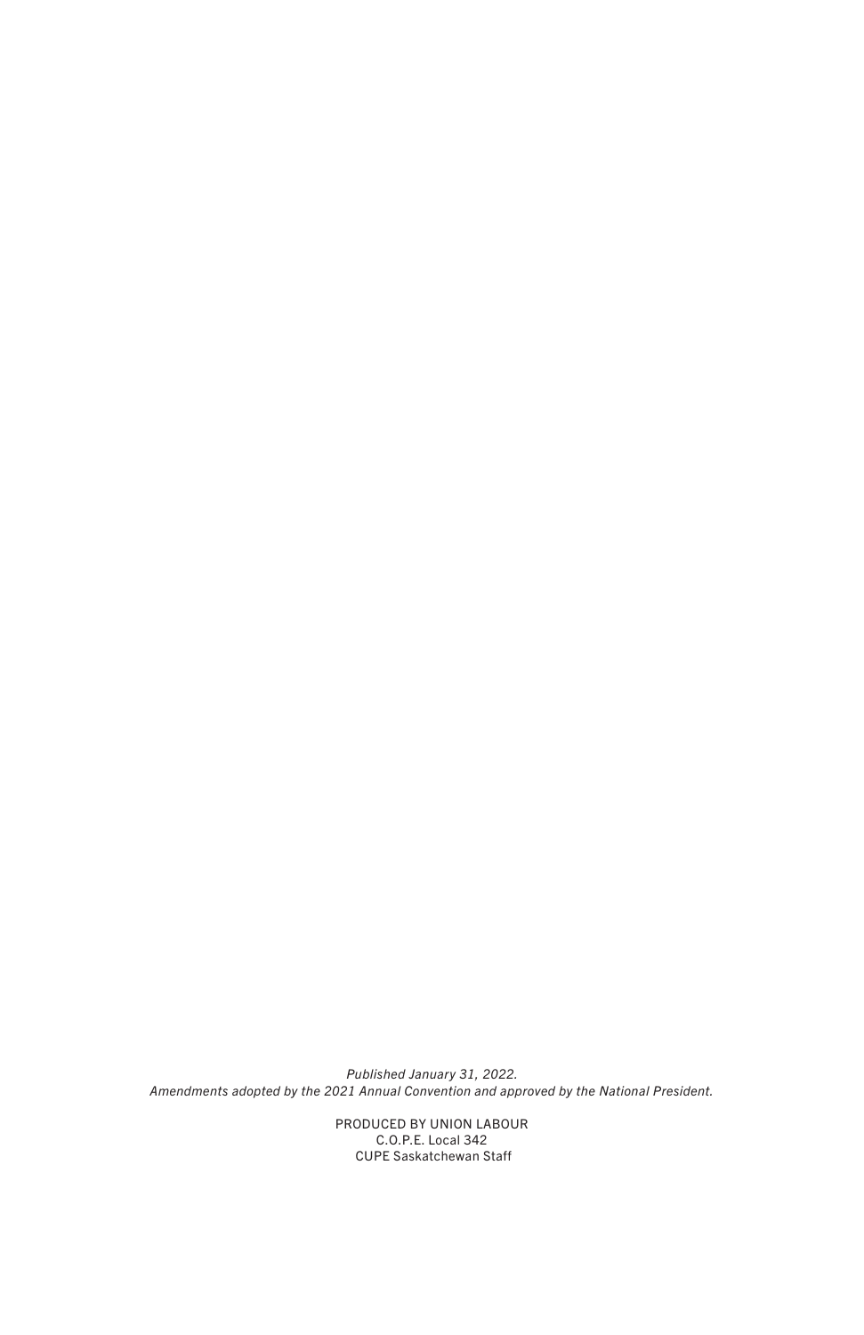*Published January 31, 2022.*
*Amendments adopted by the 2021 Annual Convention and approved by the National President.*

PRODUCED BY UNION LABOUR
C.O.P.E. Local 342
CUPE Saskatchewan Staff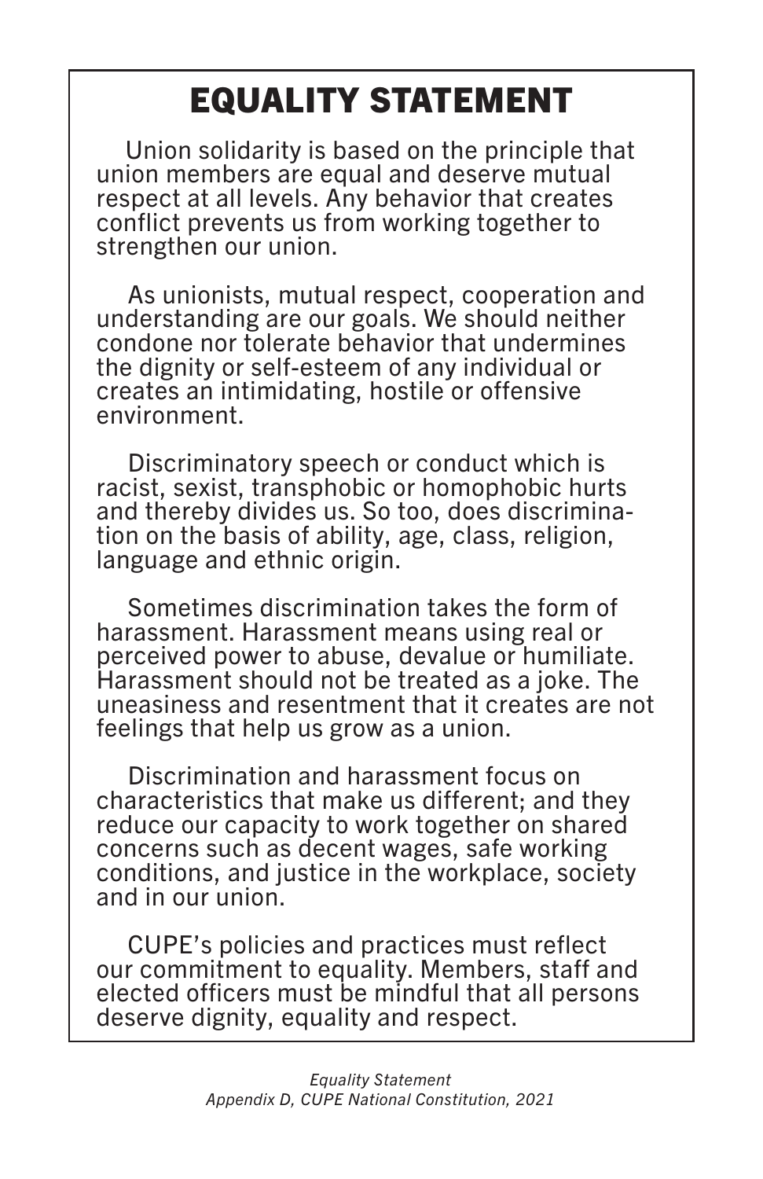# EQUALITY STATEMENT

Union solidarity is based on the principle that union members are equal and deserve mutual respect at all levels. Any behavior that creates conflict prevents us from working together to strengthen our union.

As unionists, mutual respect, cooperation and understanding are our goals. We should neither condone nor tolerate behavior that undermines the dignity or self-esteem of any individual or creates an intimidating, hostile or offensive environment.

Discriminatory speech or conduct which is racist, sexist, transphobic or homophobic hurts and thereby divides us. So too, does discrimination on the basis of ability, age, class, religion, language and ethnic origin.

Sometimes discrimination takes the form of harassment. Harassment means using real or perceived power to abuse, devalue or humiliate. Harassment should not be treated as a joke. The uneasiness and resentment that it creates are not feelings that help us grow as a union.

Discrimination and harassment focus on characteristics that make us different; and they reduce our capacity to work together on shared concerns such as decent wages, safe working conditions, and justice in the workplace, society and in our union.

CUPE's policies and practices must reflect our commitment to equality. Members, staff and elected officers must be mindful that all persons deserve dignity, equality and respect.

*Equality Statement*
*Appendix D, CUPE National Constitution, 2021*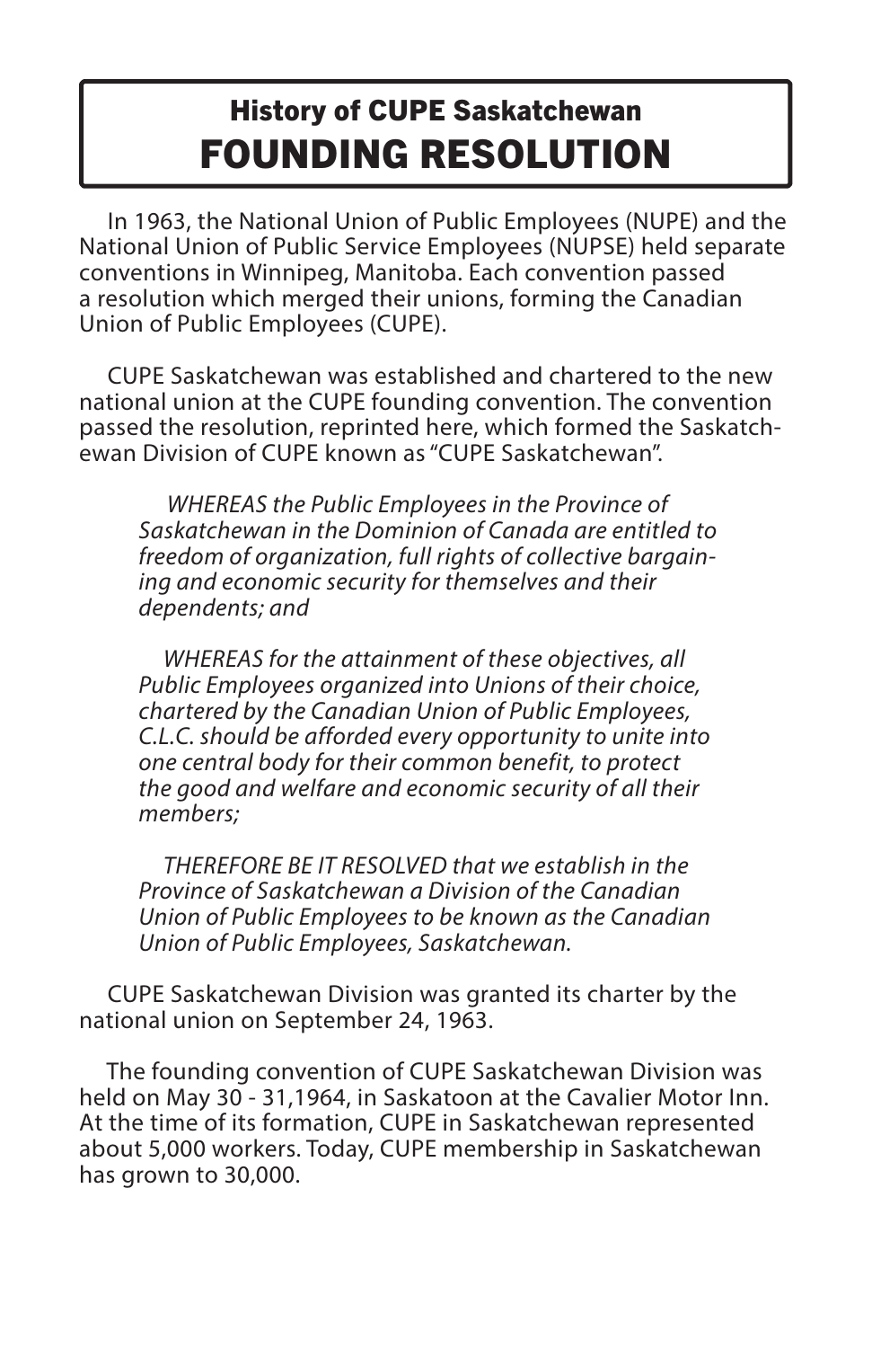## History of CUPE Saskatchewan

# FOUNDING RESOLUTION

In 1963, the National Union of Public Employees (NUPE) and the National Union of Public Service Employees (NUPSE) held separate conventions in Winnipeg, Manitoba. Each convention passed a resolution which merged their unions, forming the Canadian Union of Public Employees (CUPE).

CUPE Saskatchewan was established and chartered to the new national union at the CUPE founding convention. The convention passed the resolution, reprinted here, which formed the Saskatchewan Division of CUPE known as "CUPE Saskatchewan".

> *WHEREAS the Public Employees in the Province of Saskatchewan in the Dominion of Canada are entitled to freedom of organization, full rights of collective bargaining and economic security for themselves and their dependents; and*
>
> *WHEREAS for the attainment of these objectives, all Public Employees organized into Unions of their choice, chartered by the Canadian Union of Public Employees, C.L.C. should be afforded every opportunity to unite into one central body for their common benefit, to protect the good and welfare and economic security of all their members;*
>
> *THEREFORE BE IT RESOLVED that we establish in the Province of Saskatchewan a Division of the Canadian Union of Public Employees to be known as the Canadian Union of Public Employees, Saskatchewan.*

CUPE Saskatchewan Division was granted its charter by the national union on September 24, 1963.

The founding convention of CUPE Saskatchewan Division was held on May 30 - 31,1964, in Saskatoon at the Cavalier Motor Inn. At the time of its formation, CUPE in Saskatchewan represented about 5,000 workers. Today, CUPE membership in Saskatchewan has grown to 30,000.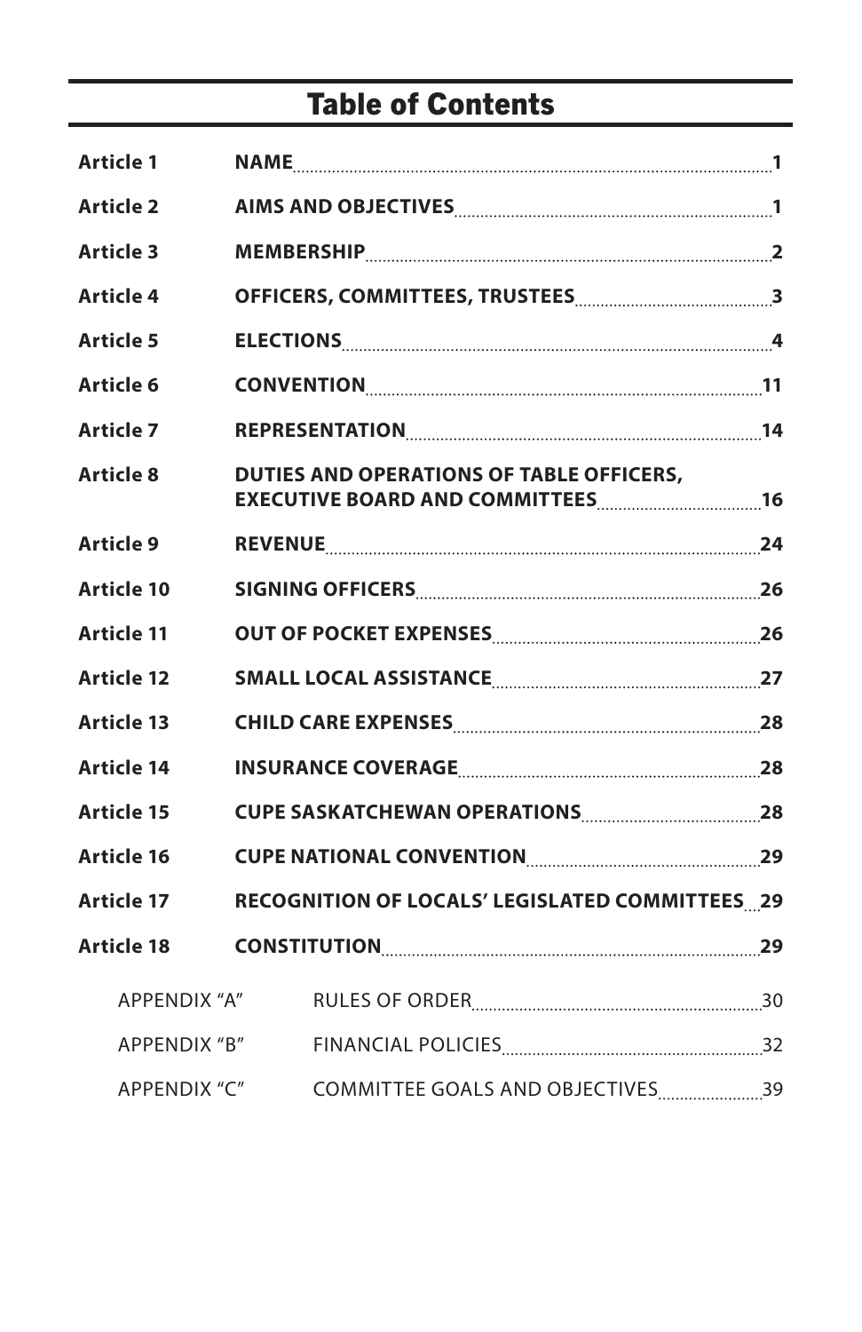# Table of Contents

| | | |
|---|---|---|
| **Article 1** | **NAME** | **1** |
| **Article 2** | **AIMS AND OBJECTIVES** | **1** |
| **Article 3** | **MEMBERSHIP** | **2** |
| **Article 4** | **OFFICERS, COMMITTEES, TRUSTEES** | **3** |
| **Article 5** | **ELECTIONS** | **4** |
| **Article 6** | **CONVENTION** | **11** |
| **Article 7** | **REPRESENTATION** | **14** |
| **Article 8** | **DUTIES AND OPERATIONS OF TABLE OFFICERS, EXECUTIVE BOARD AND COMMITTEES** | **16** |
| **Article 9** | **REVENUE** | **24** |
| **Article 10** | **SIGNING OFFICERS** | **26** |
| **Article 11** | **OUT OF POCKET EXPENSES** | **26** |
| **Article 12** | **SMALL LOCAL ASSISTANCE** | **27** |
| **Article 13** | **CHILD CARE EXPENSES** | **28** |
| **Article 14** | **INSURANCE COVERAGE** | **28** |
| **Article 15** | **CUPE SASKATCHEWAN OPERATIONS** | **28** |
| **Article 16** | **CUPE NATIONAL CONVENTION** | **29** |
| **Article 17** | **RECOGNITION OF LOCALS' LEGISLATED COMMITTEES** | **29** |
| **Article 18** | **CONSTITUTION** | **29** |
| APPENDIX "A" | RULES OF ORDER | 30 |
| APPENDIX "B" | FINANCIAL POLICIES | 32 |
| APPENDIX "C" | COMMITTEE GOALS AND OBJECTIVES | 39 |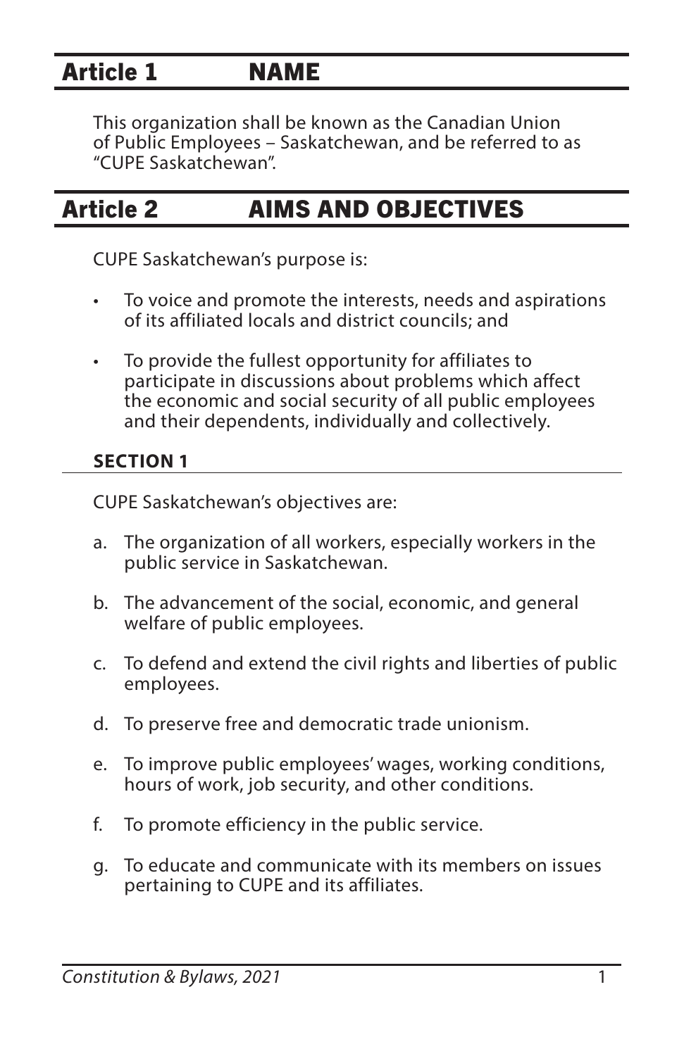## Article 1 NAME

This organization shall be known as the Canadian Union of Public Employees – Saskatchewan, and be referred to as "CUPE Saskatchewan".

## Article 2 AIMS AND OBJECTIVES

CUPE Saskatchewan's purpose is:

- To voice and promote the interests, needs and aspirations of its affiliated locals and district councils; and
- To provide the fullest opportunity for affiliates to participate in discussions about problems which affect the economic and social security of all public employees and their dependents, individually and collectively.

### SECTION 1

CUPE Saskatchewan's objectives are:

a. The organization of all workers, especially workers in the public service in Saskatchewan.

b. The advancement of the social, economic, and general welfare of public employees.

c. To defend and extend the civil rights and liberties of public employees.

d. To preserve free and democratic trade unionism.

e. To improve public employees' wages, working conditions, hours of work, job security, and other conditions.

f. To promote efficiency in the public service.

g. To educate and communicate with its members on issues pertaining to CUPE and its affiliates.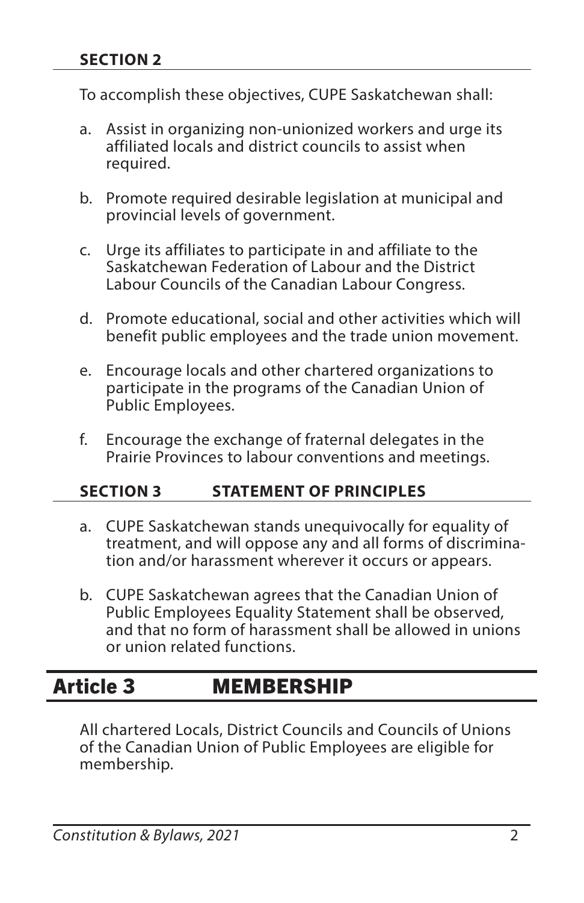### SECTION 2

To accomplish these objectives, CUPE Saskatchewan shall:

a. Assist in organizing non-unionized workers and urge its affiliated locals and district councils to assist when required.

b. Promote required desirable legislation at municipal and provincial levels of government.

c. Urge its affiliates to participate in and affiliate to the Saskatchewan Federation of Labour and the District Labour Councils of the Canadian Labour Congress.

d. Promote educational, social and other activities which will benefit public employees and the trade union movement.

e. Encourage locals and other chartered organizations to participate in the programs of the Canadian Union of Public Employees.

f. Encourage the exchange of fraternal delegates in the Prairie Provinces to labour conventions and meetings.

### SECTION 3 STATEMENT OF PRINCIPLES

a. CUPE Saskatchewan stands unequivocally for equality of treatment, and will oppose any and all forms of discrimination and/or harassment wherever it occurs or appears.

b. CUPE Saskatchewan agrees that the Canadian Union of Public Employees Equality Statement shall be observed, and that no form of harassment shall be allowed in unions or union related functions.

## Article 3 MEMBERSHIP

All chartered Locals, District Councils and Councils of Unions of the Canadian Union of Public Employees are eligible for membership.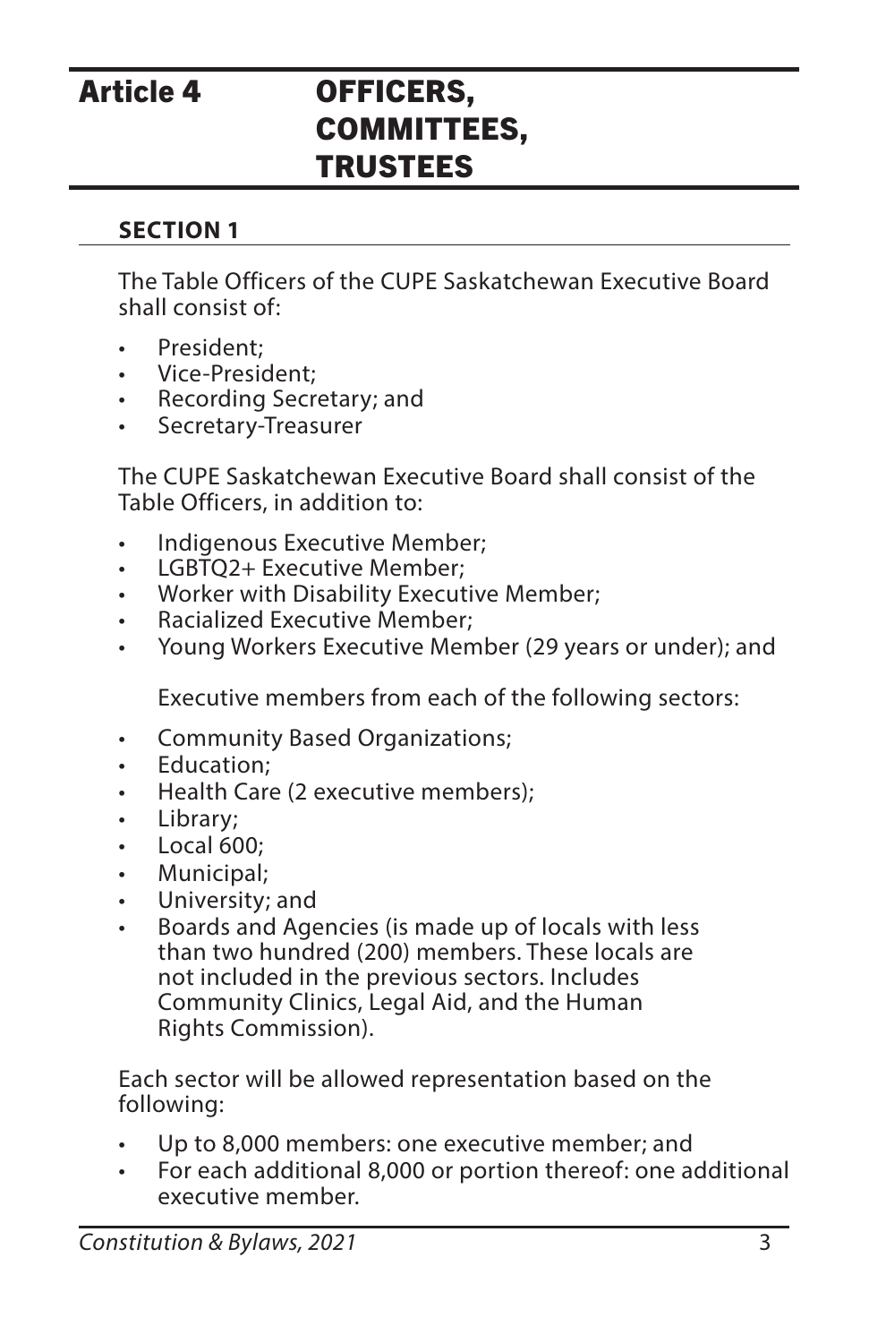# Article 4 OFFICERS, COMMITTEES, TRUSTEES

## SECTION 1

The Table Officers of the CUPE Saskatchewan Executive Board shall consist of:

- President;
- Vice-President;
- Recording Secretary; and
- Secretary-Treasurer

The CUPE Saskatchewan Executive Board shall consist of the Table Officers, in addition to:

- Indigenous Executive Member;
- LGBTQ2+ Executive Member;
- Worker with Disability Executive Member;
- Racialized Executive Member;
- Young Workers Executive Member (29 years or under); and

  Executive members from each of the following sectors:

- Community Based Organizations;
- Education;
- Health Care (2 executive members);
- Library;
- Local 600;
- Municipal;
- University; and
- Boards and Agencies (is made up of locals with less than two hundred (200) members. These locals are not included in the previous sectors. Includes Community Clinics, Legal Aid, and the Human Rights Commission).

Each sector will be allowed representation based on the following:

- Up to 8,000 members: one executive member; and
- For each additional 8,000 or portion thereof: one additional executive member.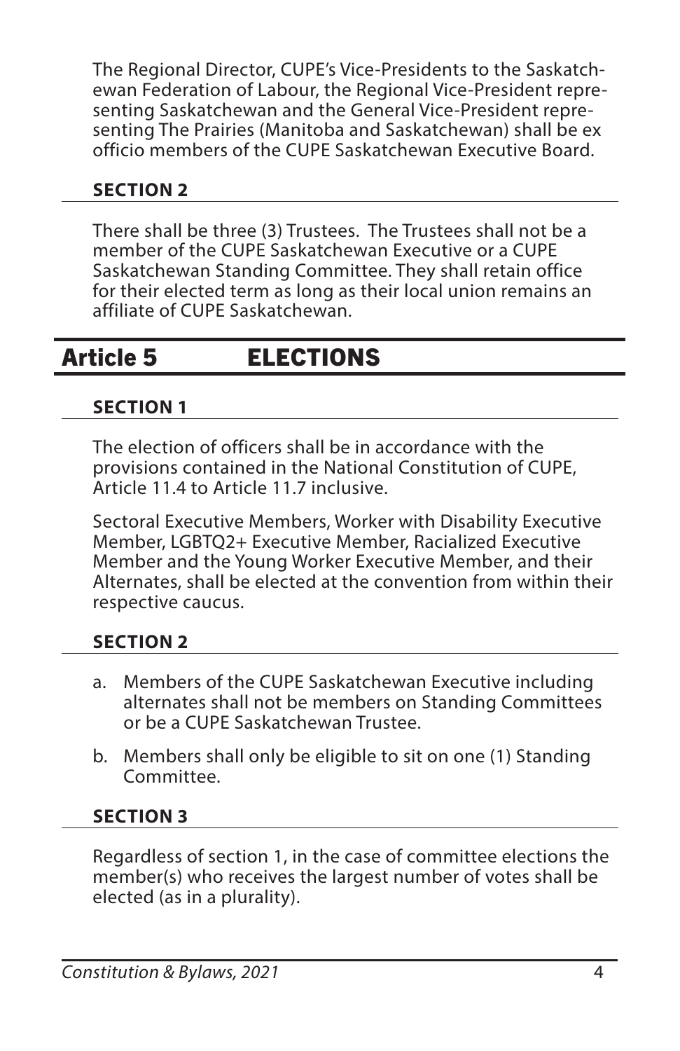The Regional Director, CUPE's Vice-Presidents to the Saskatchewan Federation of Labour, the Regional Vice-President representing Saskatchewan and the General Vice-President representing The Prairies (Manitoba and Saskatchewan) shall be ex officio members of the CUPE Saskatchewan Executive Board.

### SECTION 2

There shall be three (3) Trustees. The Trustees shall not be a member of the CUPE Saskatchewan Executive or a CUPE Saskatchewan Standing Committee. They shall retain office for their elected term as long as their local union remains an affiliate of CUPE Saskatchewan.

## Article 5 ELECTIONS

### SECTION 1

The election of officers shall be in accordance with the provisions contained in the National Constitution of CUPE, Article 11.4 to Article 11.7 inclusive.

Sectoral Executive Members, Worker with Disability Executive Member, LGBTQ2+ Executive Member, Racialized Executive Member and the Young Worker Executive Member, and their Alternates, shall be elected at the convention from within their respective caucus.

### SECTION 2

a. Members of the CUPE Saskatchewan Executive including alternates shall not be members on Standing Committees or be a CUPE Saskatchewan Trustee.

b. Members shall only be eligible to sit on one (1) Standing Committee.

### SECTION 3

Regardless of section 1, in the case of committee elections the member(s) who receives the largest number of votes shall be elected (as in a plurality).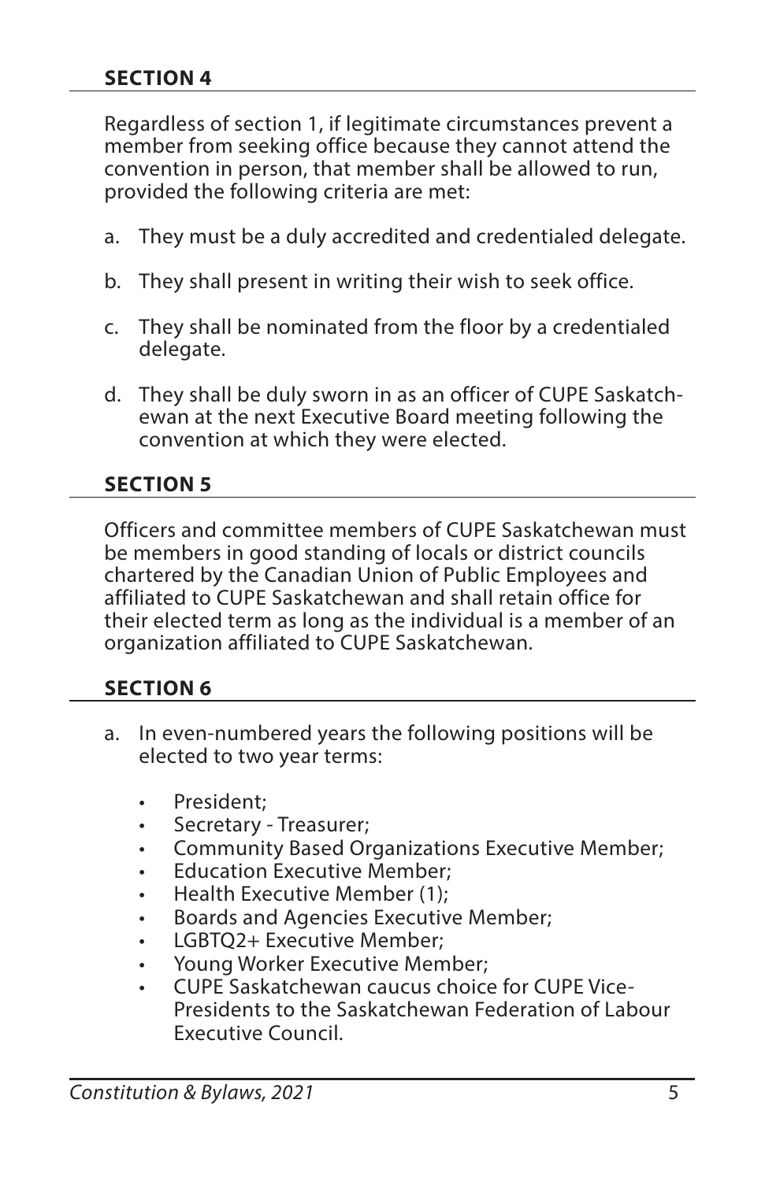## SECTION 4

Regardless of section 1, if legitimate circumstances prevent a member from seeking office because they cannot attend the convention in person, that member shall be allowed to run, provided the following criteria are met:

a. They must be a duly accredited and credentialed delegate.

b. They shall present in writing their wish to seek office.

c. They shall be nominated from the floor by a credentialed delegate.

d. They shall be duly sworn in as an officer of CUPE Saskatchewan at the next Executive Board meeting following the convention at which they were elected.

## SECTION 5

Officers and committee members of CUPE Saskatchewan must be members in good standing of locals or district councils chartered by the Canadian Union of Public Employees and affiliated to CUPE Saskatchewan and shall retain office for their elected term as long as the individual is a member of an organization affiliated to CUPE Saskatchewan.

## SECTION 6

a. In even-numbered years the following positions will be elected to two year terms:

   - President;
   - Secretary - Treasurer;
   - Community Based Organizations Executive Member;
   - Education Executive Member;
   - Health Executive Member (1);
   - Boards and Agencies Executive Member;
   - LGBTQ2+ Executive Member;
   - Young Worker Executive Member;
   - CUPE Saskatchewan caucus choice for CUPE Vice-Presidents to the Saskatchewan Federation of Labour Executive Council.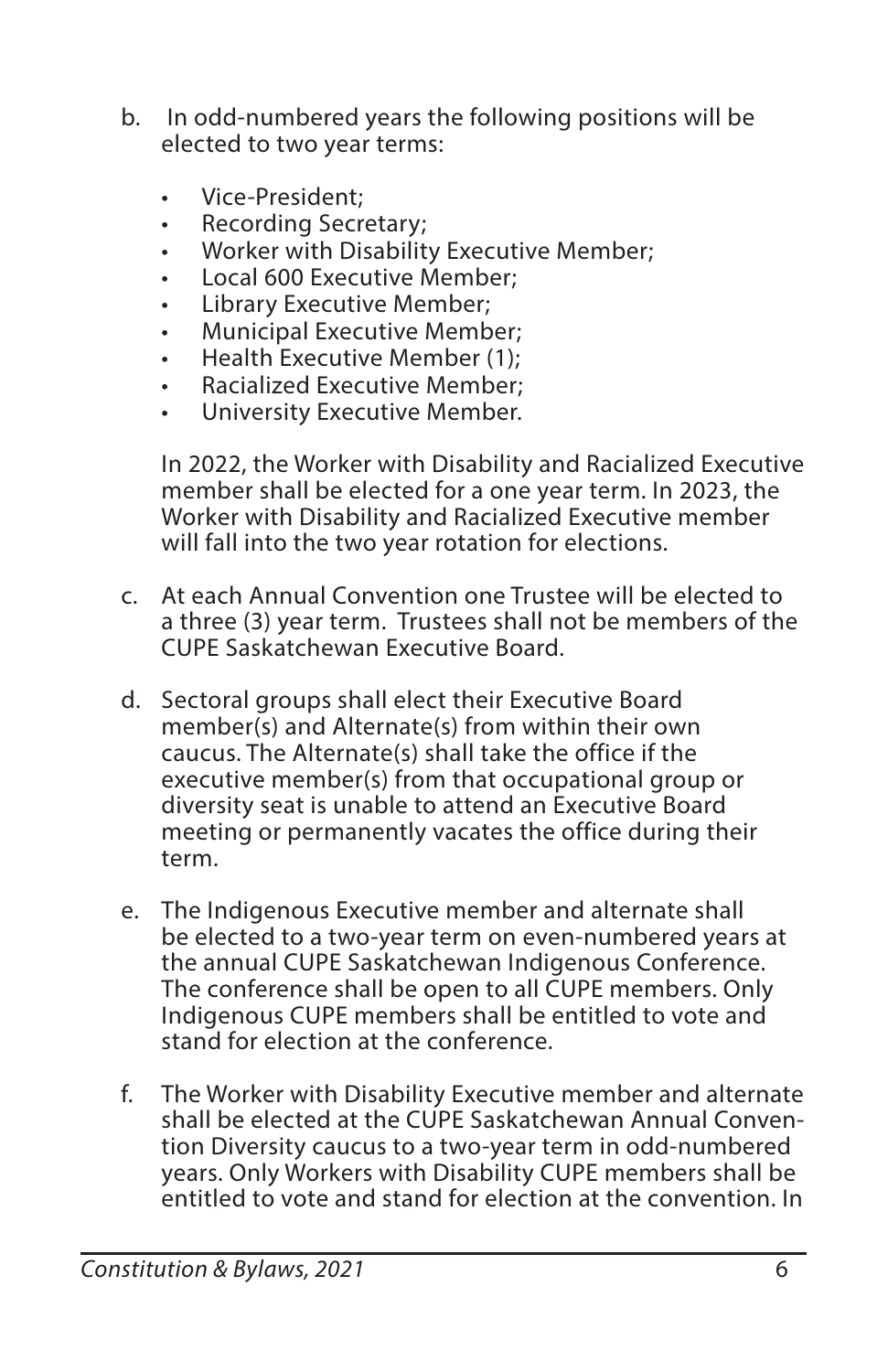b. In odd-numbered years the following positions will be elected to two year terms:

- Vice-President;
- Recording Secretary;
- Worker with Disability Executive Member;
- Local 600 Executive Member;
- Library Executive Member;
- Municipal Executive Member;
- Health Executive Member (1);
- Racialized Executive Member;
- University Executive Member.

In 2022, the Worker with Disability and Racialized Executive member shall be elected for a one year term. In 2023, the Worker with Disability and Racialized Executive member will fall into the two year rotation for elections.

c. At each Annual Convention one Trustee will be elected to a three (3) year term. Trustees shall not be members of the CUPE Saskatchewan Executive Board.

d. Sectoral groups shall elect their Executive Board member(s) and Alternate(s) from within their own caucus. The Alternate(s) shall take the office if the executive member(s) from that occupational group or diversity seat is unable to attend an Executive Board meeting or permanently vacates the office during their term.

e. The Indigenous Executive member and alternate shall be elected to a two-year term on even-numbered years at the annual CUPE Saskatchewan Indigenous Conference. The conference shall be open to all CUPE members. Only Indigenous CUPE members shall be entitled to vote and stand for election at the conference.

f. The Worker with Disability Executive member and alternate shall be elected at the CUPE Saskatchewan Annual Convention Diversity caucus to a two-year term in odd-numbered years. Only Workers with Disability CUPE members shall be entitled to vote and stand for election at the convention. In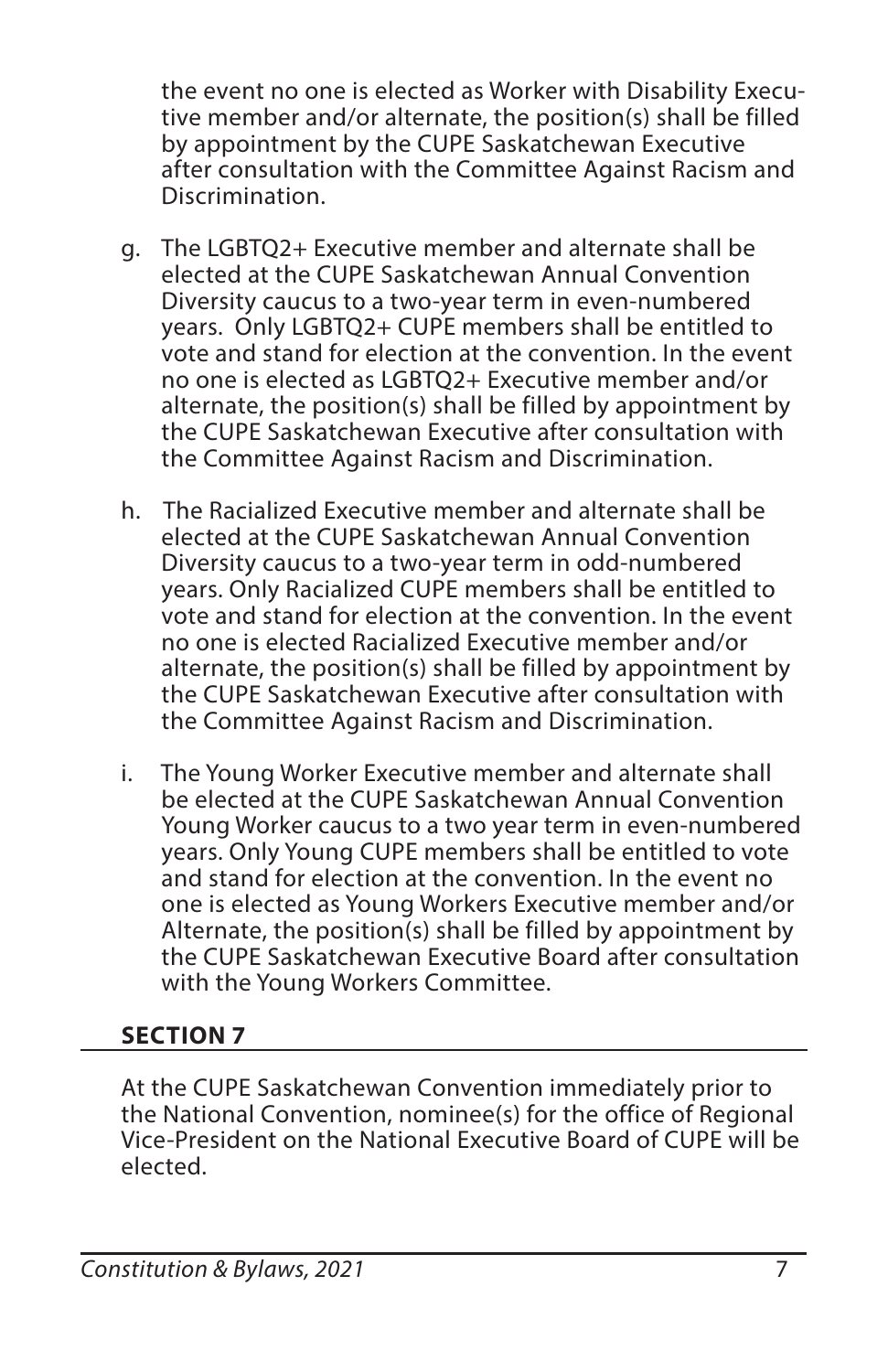the event no one is elected as Worker with Disability Executive member and/or alternate, the position(s) shall be filled by appointment by the CUPE Saskatchewan Executive after consultation with the Committee Against Racism and Discrimination.

g. The LGBTQ2+ Executive member and alternate shall be elected at the CUPE Saskatchewan Annual Convention Diversity caucus to a two-year term in even-numbered years. Only LGBTQ2+ CUPE members shall be entitled to vote and stand for election at the convention. In the event no one is elected as LGBTQ2+ Executive member and/or alternate, the position(s) shall be filled by appointment by the CUPE Saskatchewan Executive after consultation with the Committee Against Racism and Discrimination.

h. The Racialized Executive member and alternate shall be elected at the CUPE Saskatchewan Annual Convention Diversity caucus to a two-year term in odd-numbered years. Only Racialized CUPE members shall be entitled to vote and stand for election at the convention. In the event no one is elected Racialized Executive member and/or alternate, the position(s) shall be filled by appointment by the CUPE Saskatchewan Executive after consultation with the Committee Against Racism and Discrimination.

i. The Young Worker Executive member and alternate shall be elected at the CUPE Saskatchewan Annual Convention Young Worker caucus to a two year term in even-numbered years. Only Young CUPE members shall be entitled to vote and stand for election at the convention. In the event no one is elected as Young Workers Executive member and/or Alternate, the position(s) shall be filled by appointment by the CUPE Saskatchewan Executive Board after consultation with the Young Workers Committee.

## SECTION 7

At the CUPE Saskatchewan Convention immediately prior to the National Convention, nominee(s) for the office of Regional Vice-President on the National Executive Board of CUPE will be elected.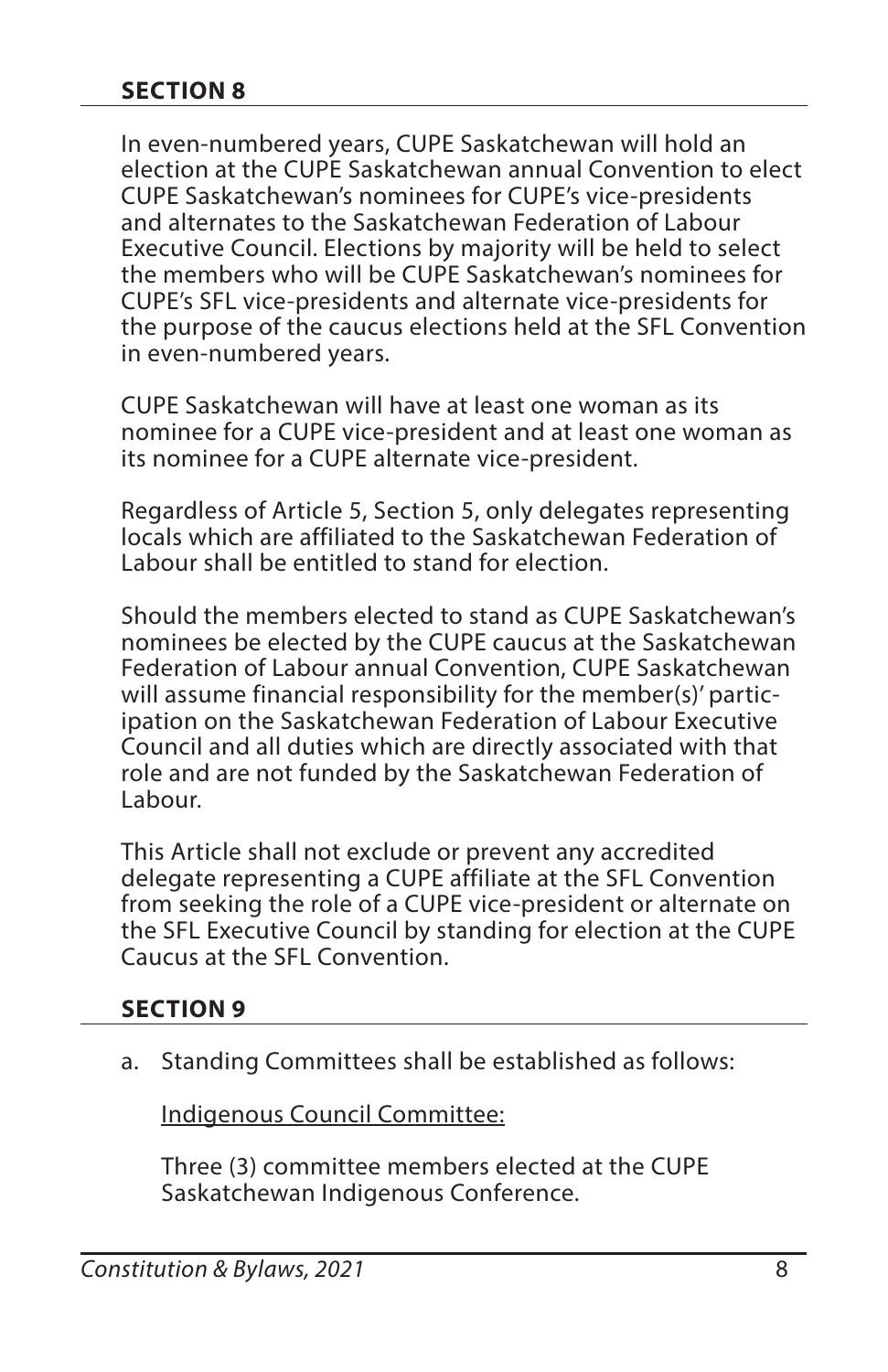### SECTION 8

In even-numbered years, CUPE Saskatchewan will hold an election at the CUPE Saskatchewan annual Convention to elect CUPE Saskatchewan's nominees for CUPE's vice-presidents and alternates to the Saskatchewan Federation of Labour Executive Council. Elections by majority will be held to select the members who will be CUPE Saskatchewan's nominees for CUPE's SFL vice-presidents and alternate vice-presidents for the purpose of the caucus elections held at the SFL Convention in even-numbered years.

CUPE Saskatchewan will have at least one woman as its nominee for a CUPE vice-president and at least one woman as its nominee for a CUPE alternate vice-president.

Regardless of Article 5, Section 5, only delegates representing locals which are affiliated to the Saskatchewan Federation of Labour shall be entitled to stand for election.

Should the members elected to stand as CUPE Saskatchewan's nominees be elected by the CUPE caucus at the Saskatchewan Federation of Labour annual Convention, CUPE Saskatchewan will assume financial responsibility for the member(s)' participation on the Saskatchewan Federation of Labour Executive Council and all duties which are directly associated with that role and are not funded by the Saskatchewan Federation of Labour.

This Article shall not exclude or prevent any accredited delegate representing a CUPE affiliate at the SFL Convention from seeking the role of a CUPE vice-president or alternate on the SFL Executive Council by standing for election at the CUPE Caucus at the SFL Convention.

### SECTION 9

a. Standing Committees shall be established as follows:

   Indigenous Council Committee:

   Three (3) committee members elected at the CUPE Saskatchewan Indigenous Conference.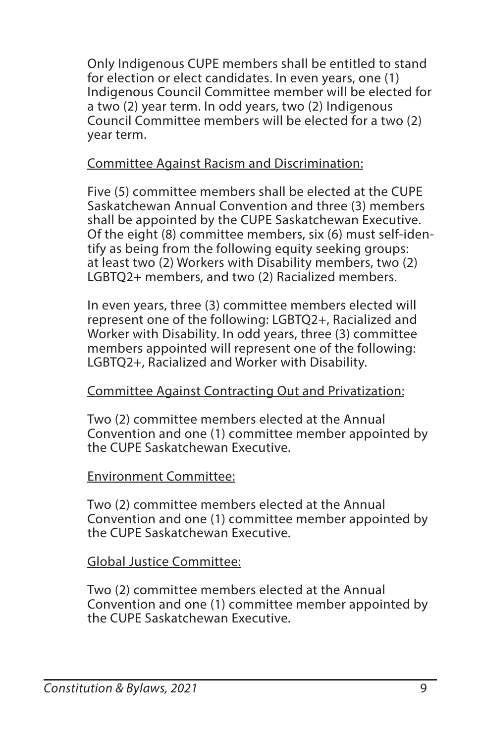Only Indigenous CUPE members shall be entitled to stand for election or elect candidates. In even years, one (1) Indigenous Council Committee member will be elected for a two (2) year term. In odd years, two (2) Indigenous Council Committee members will be elected for a two (2) year term.

<u>Committee Against Racism and Discrimination:</u>

Five (5) committee members shall be elected at the CUPE Saskatchewan Annual Convention and three (3) members shall be appointed by the CUPE Saskatchewan Executive. Of the eight (8) committee members, six (6) must self-identify as being from the following equity seeking groups: at least two (2) Workers with Disability members, two (2) LGBTQ2+ members, and two (2) Racialized members.

In even years, three (3) committee members elected will represent one of the following: LGBTQ2+, Racialized and Worker with Disability. In odd years, three (3) committee members appointed will represent one of the following: LGBTQ2+, Racialized and Worker with Disability.

<u>Committee Against Contracting Out and Privatization:</u>

Two (2) committee members elected at the Annual Convention and one (1) committee member appointed by the CUPE Saskatchewan Executive.

<u>Environment Committee:</u>

Two (2) committee members elected at the Annual Convention and one (1) committee member appointed by the CUPE Saskatchewan Executive.

<u>Global Justice Committee:</u>

Two (2) committee members elected at the Annual Convention and one (1) committee member appointed by the CUPE Saskatchewan Executive.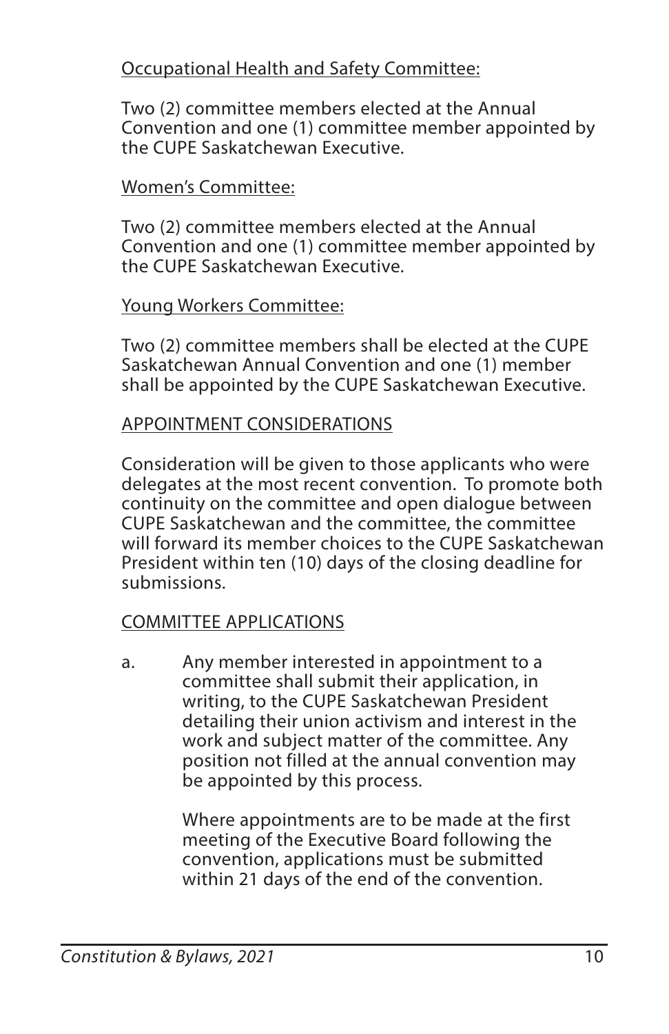Occupational Health and Safety Committee:

Two (2) committee members elected at the Annual Convention and one (1) committee member appointed by the CUPE Saskatchewan Executive.

Women's Committee:

Two (2) committee members elected at the Annual Convention and one (1) committee member appointed by the CUPE Saskatchewan Executive.

Young Workers Committee:

Two (2) committee members shall be elected at the CUPE Saskatchewan Annual Convention and one (1) member shall be appointed by the CUPE Saskatchewan Executive.

APPOINTMENT CONSIDERATIONS

Consideration will be given to those applicants who were delegates at the most recent convention. To promote both continuity on the committee and open dialogue between CUPE Saskatchewan and the committee, the committee will forward its member choices to the CUPE Saskatchewan President within ten (10) days of the closing deadline for submissions.

COMMITTEE APPLICATIONS

a. Any member interested in appointment to a committee shall submit their application, in writing, to the CUPE Saskatchewan President detailing their union activism and interest in the work and subject matter of the committee. Any position not filled at the annual convention may be appointed by this process.

   Where appointments are to be made at the first meeting of the Executive Board following the convention, applications must be submitted within 21 days of the end of the convention.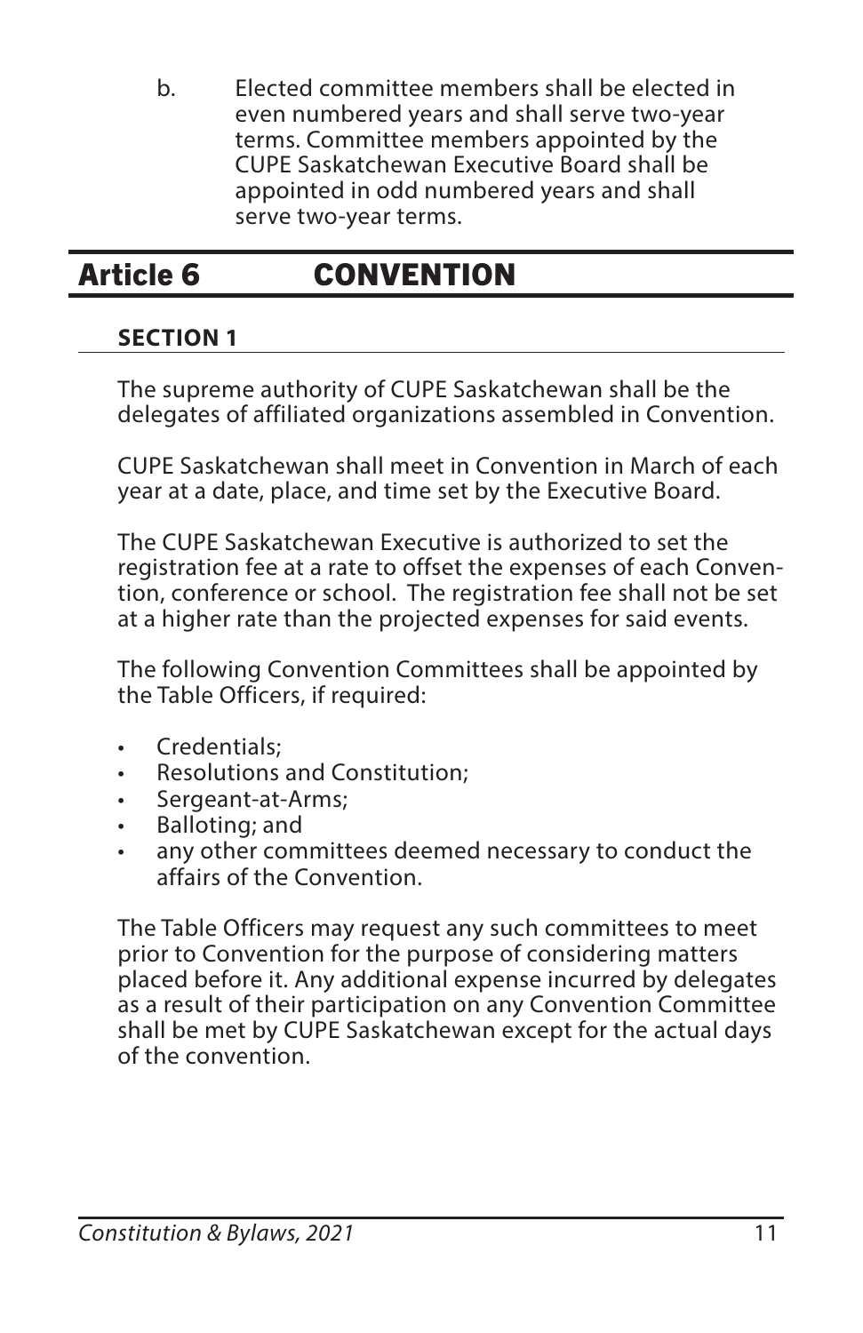b. Elected committee members shall be elected in even numbered years and shall serve two-year terms. Committee members appointed by the CUPE Saskatchewan Executive Board shall be appointed in odd numbered years and shall serve two-year terms.

## Article 6 CONVENTION

### SECTION 1

The supreme authority of CUPE Saskatchewan shall be the delegates of affiliated organizations assembled in Convention.

CUPE Saskatchewan shall meet in Convention in March of each year at a date, place, and time set by the Executive Board.

The CUPE Saskatchewan Executive is authorized to set the registration fee at a rate to offset the expenses of each Convention, conference or school. The registration fee shall not be set at a higher rate than the projected expenses for said events.

The following Convention Committees shall be appointed by the Table Officers, if required:

- Credentials;
- Resolutions and Constitution;
- Sergeant-at-Arms;
- Balloting; and
- any other committees deemed necessary to conduct the affairs of the Convention.

The Table Officers may request any such committees to meet prior to Convention for the purpose of considering matters placed before it. Any additional expense incurred by delegates as a result of their participation on any Convention Committee shall be met by CUPE Saskatchewan except for the actual days of the convention.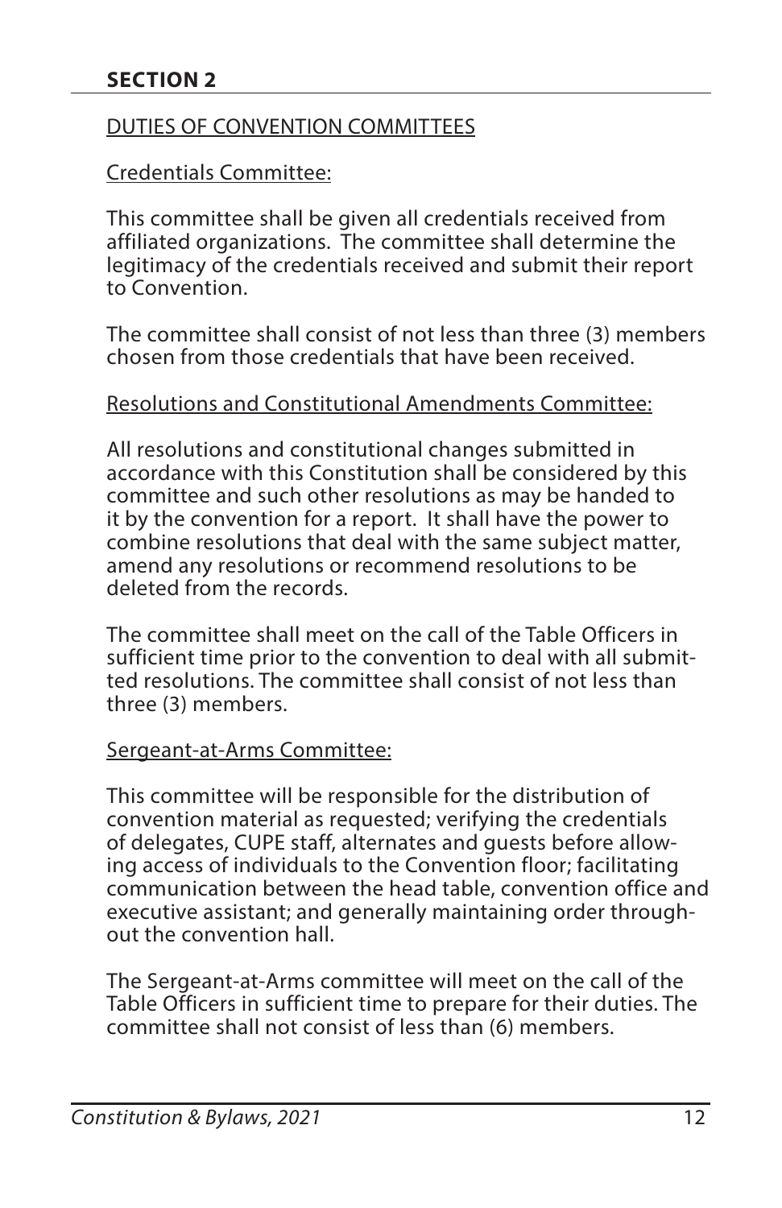## SECTION 2

<u>DUTIES OF CONVENTION COMMITTEES</u>

<u>Credentials Committee:</u>

This committee shall be given all credentials received from affiliated organizations. The committee shall determine the legitimacy of the credentials received and submit their report to Convention.

The committee shall consist of not less than three (3) members chosen from those credentials that have been received.

<u>Resolutions and Constitutional Amendments Committee:</u>

All resolutions and constitutional changes submitted in accordance with this Constitution shall be considered by this committee and such other resolutions as may be handed to it by the convention for a report. It shall have the power to combine resolutions that deal with the same subject matter, amend any resolutions or recommend resolutions to be deleted from the records.

The committee shall meet on the call of the Table Officers in sufficient time prior to the convention to deal with all submitted resolutions. The committee shall consist of not less than three (3) members.

<u>Sergeant-at-Arms Committee:</u>

This committee will be responsible for the distribution of convention material as requested; verifying the credentials of delegates, CUPE staff, alternates and guests before allowing access of individuals to the Convention floor; facilitating communication between the head table, convention office and executive assistant; and generally maintaining order throughout the convention hall.

The Sergeant-at-Arms committee will meet on the call of the Table Officers in sufficient time to prepare for their duties. The committee shall not consist of less than (6) members.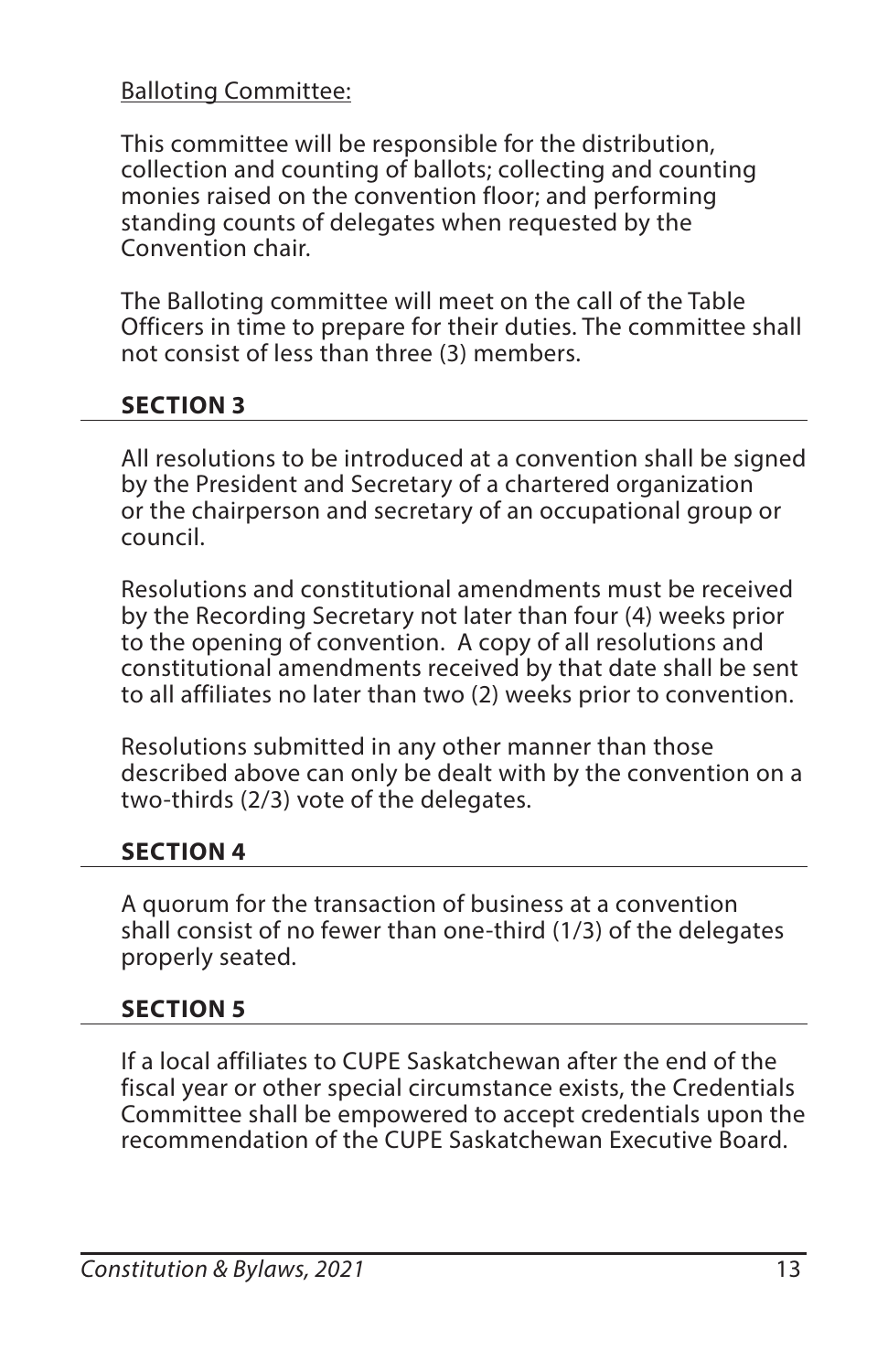Balloting Committee:

This committee will be responsible for the distribution, collection and counting of ballots; collecting and counting monies raised on the convention floor; and performing standing counts of delegates when requested by the Convention chair.

The Balloting committee will meet on the call of the Table Officers in time to prepare for their duties. The committee shall not consist of less than three (3) members.

## SECTION 3

All resolutions to be introduced at a convention shall be signed by the President and Secretary of a chartered organization or the chairperson and secretary of an occupational group or council.

Resolutions and constitutional amendments must be received by the Recording Secretary not later than four (4) weeks prior to the opening of convention. A copy of all resolutions and constitutional amendments received by that date shall be sent to all affiliates no later than two (2) weeks prior to convention.

Resolutions submitted in any other manner than those described above can only be dealt with by the convention on a two-thirds (2/3) vote of the delegates.

## SECTION 4

A quorum for the transaction of business at a convention shall consist of no fewer than one-third (1/3) of the delegates properly seated.

## SECTION 5

If a local affiliates to CUPE Saskatchewan after the end of the fiscal year or other special circumstance exists, the Credentials Committee shall be empowered to accept credentials upon the recommendation of the CUPE Saskatchewan Executive Board.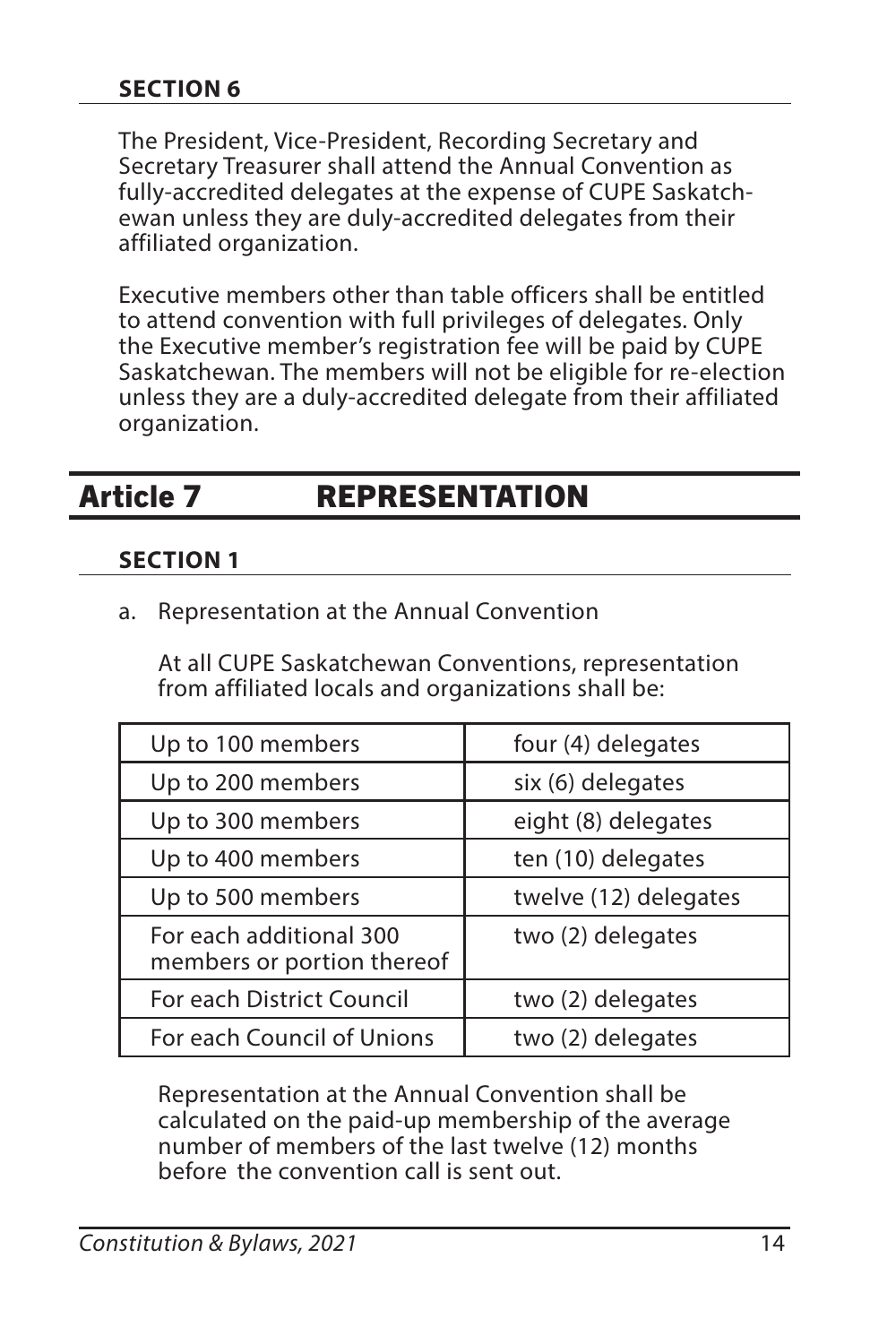### SECTION 6

The President, Vice-President, Recording Secretary and Secretary Treasurer shall attend the Annual Convention as fully-accredited delegates at the expense of CUPE Saskatchewan unless they are duly-accredited delegates from their affiliated organization.

Executive members other than table officers shall be entitled to attend convention with full privileges of delegates. Only the Executive member's registration fee will be paid by CUPE Saskatchewan. The members will not be eligible for re-election unless they are a duly-accredited delegate from their affiliated organization.

## Article 7 REPRESENTATION

### SECTION 1

a. Representation at the Annual Convention

At all CUPE Saskatchewan Conventions, representation from affiliated locals and organizations shall be:

| | |
|---|---|
| Up to 100 members | four (4) delegates |
| Up to 200 members | six (6) delegates |
| Up to 300 members | eight (8) delegates |
| Up to 400 members | ten (10) delegates |
| Up to 500 members | twelve (12) delegates |
| For each additional 300 members or portion thereof | two (2) delegates |
| For each District Council | two (2) delegates |
| For each Council of Unions | two (2) delegates |

Representation at the Annual Convention shall be calculated on the paid-up membership of the average number of members of the last twelve (12) months before the convention call is sent out.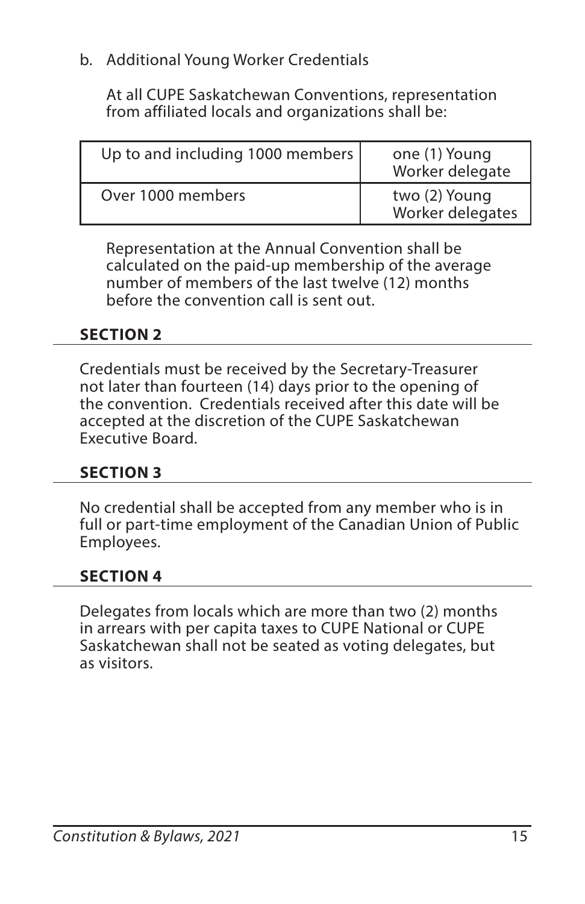b. Additional Young Worker Credentials

At all CUPE Saskatchewan Conventions, representation from affiliated locals and organizations shall be:

| Up to and including 1000 members | one (1) Young Worker delegate |
| --- | --- |
| Over 1000 members | two (2) Young Worker delegates |

Representation at the Annual Convention shall be calculated on the paid-up membership of the average number of members of the last twelve (12) months before the convention call is sent out.

### SECTION 2

Credentials must be received by the Secretary-Treasurer not later than fourteen (14) days prior to the opening of the convention. Credentials received after this date will be accepted at the discretion of the CUPE Saskatchewan Executive Board.

### SECTION 3

No credential shall be accepted from any member who is in full or part-time employment of the Canadian Union of Public Employees.

### SECTION 4

Delegates from locals which are more than two (2) months in arrears with per capita taxes to CUPE National or CUPE Saskatchewan shall not be seated as voting delegates, but as visitors.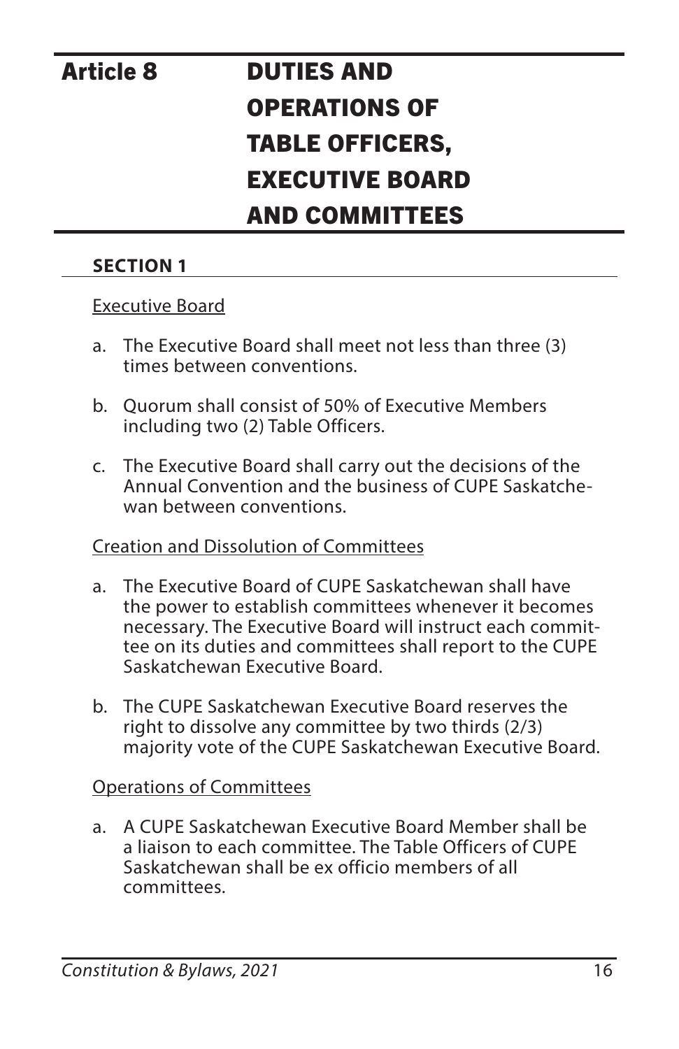# Article 8 DUTIES AND OPERATIONS OF TABLE OFFICERS, EXECUTIVE BOARD AND COMMITTEES

## SECTION 1

Executive Board

a. The Executive Board shall meet not less than three (3) times between conventions.

b. Quorum shall consist of 50% of Executive Members including two (2) Table Officers.

c. The Executive Board shall carry out the decisions of the Annual Convention and the business of CUPE Saskatchewan between conventions.

Creation and Dissolution of Committees

a. The Executive Board of CUPE Saskatchewan shall have the power to establish committees whenever it becomes necessary. The Executive Board will instruct each committee on its duties and committees shall report to the CUPE Saskatchewan Executive Board.

b. The CUPE Saskatchewan Executive Board reserves the right to dissolve any committee by two thirds (2/3) majority vote of the CUPE Saskatchewan Executive Board.

Operations of Committees

a. A CUPE Saskatchewan Executive Board Member shall be a liaison to each committee. The Table Officers of CUPE Saskatchewan shall be ex officio members of all committees.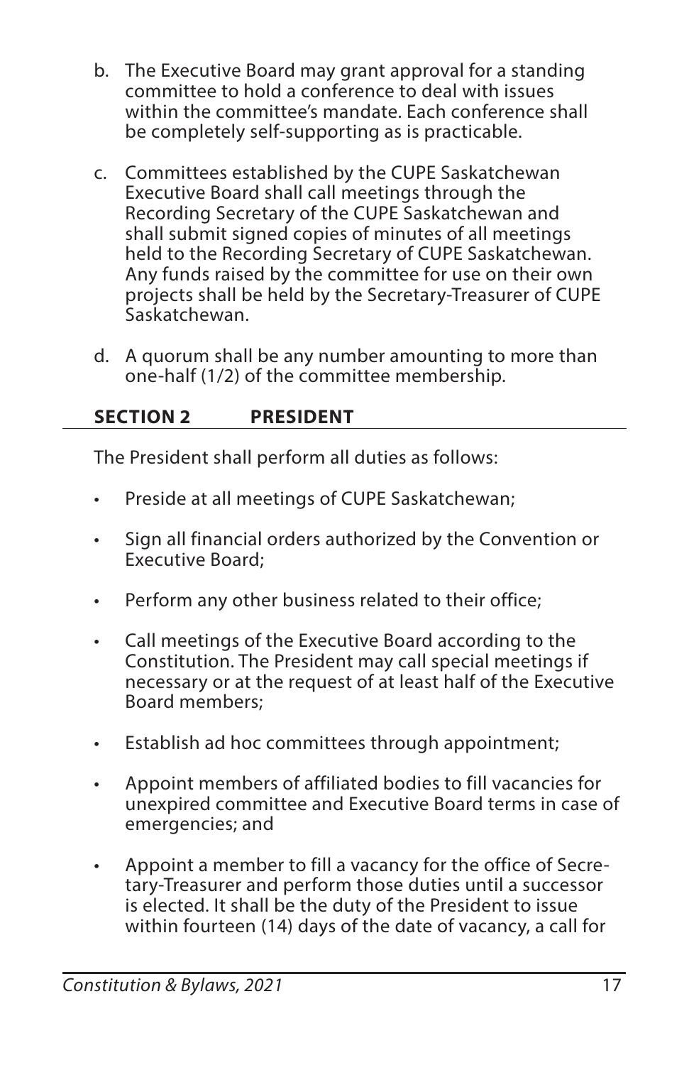b. The Executive Board may grant approval for a standing committee to hold a conference to deal with issues within the committee's mandate. Each conference shall be completely self-supporting as is practicable.

c. Committees established by the CUPE Saskatchewan Executive Board shall call meetings through the Recording Secretary of the CUPE Saskatchewan and shall submit signed copies of minutes of all meetings held to the Recording Secretary of CUPE Saskatchewan. Any funds raised by the committee for use on their own projects shall be held by the Secretary-Treasurer of CUPE Saskatchewan.

d. A quorum shall be any number amounting to more than one-half (1/2) of the committee membership.

## SECTION 2 PRESIDENT

The President shall perform all duties as follows:

- Preside at all meetings of CUPE Saskatchewan;
- Sign all financial orders authorized by the Convention or Executive Board;
- Perform any other business related to their office;
- Call meetings of the Executive Board according to the Constitution. The President may call special meetings if necessary or at the request of at least half of the Executive Board members;
- Establish ad hoc committees through appointment;
- Appoint members of affiliated bodies to fill vacancies for unexpired committee and Executive Board terms in case of emergencies; and
- Appoint a member to fill a vacancy for the office of Secretary-Treasurer and perform those duties until a successor is elected. It shall be the duty of the President to issue within fourteen (14) days of the date of vacancy, a call for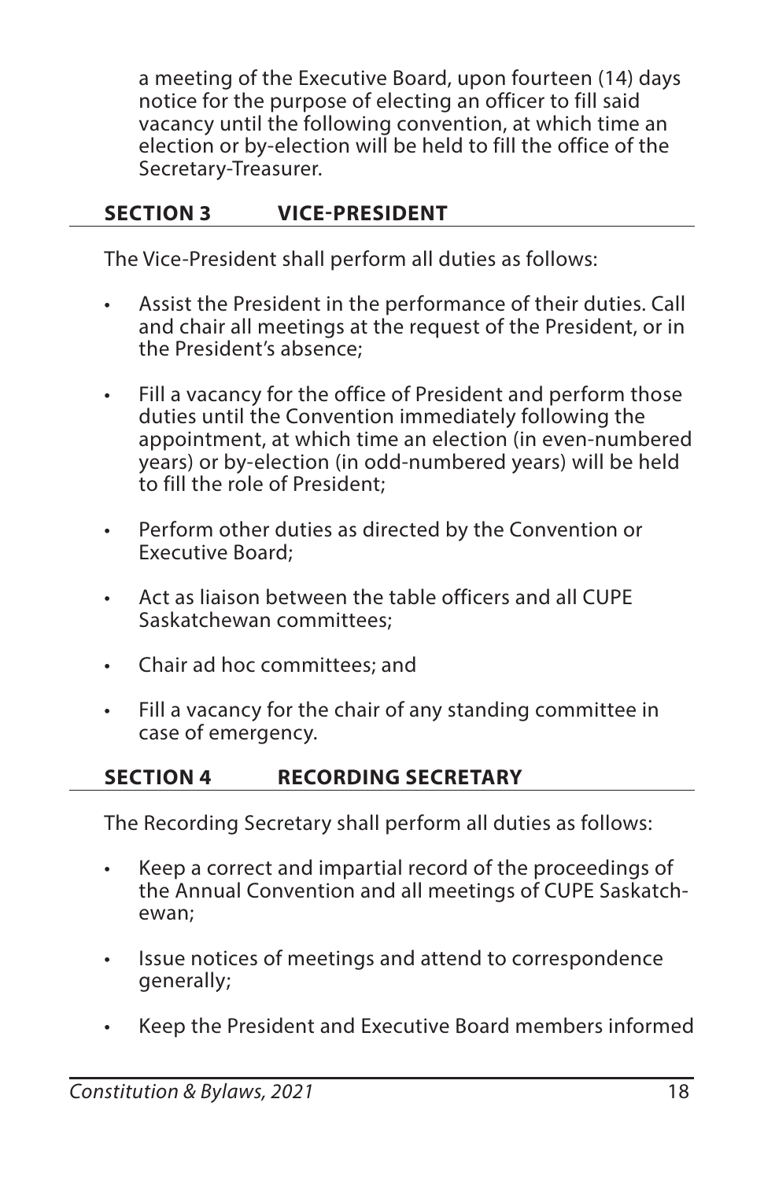a meeting of the Executive Board, upon fourteen (14) days notice for the purpose of electing an officer to fill said vacancy until the following convention, at which time an election or by-election will be held to fill the office of the Secretary-Treasurer.

## SECTION 3 VICE-PRESIDENT

The Vice-President shall perform all duties as follows:

- Assist the President in the performance of their duties. Call and chair all meetings at the request of the President, or in the President's absence;
- Fill a vacancy for the office of President and perform those duties until the Convention immediately following the appointment, at which time an election (in even-numbered years) or by-election (in odd-numbered years) will be held to fill the role of President;
- Perform other duties as directed by the Convention or Executive Board;
- Act as liaison between the table officers and all CUPE Saskatchewan committees;
- Chair ad hoc committees; and
- Fill a vacancy for the chair of any standing committee in case of emergency.

## SECTION 4 RECORDING SECRETARY

The Recording Secretary shall perform all duties as follows:

- Keep a correct and impartial record of the proceedings of the Annual Convention and all meetings of CUPE Saskatchewan;
- Issue notices of meetings and attend to correspondence generally;
- Keep the President and Executive Board members informed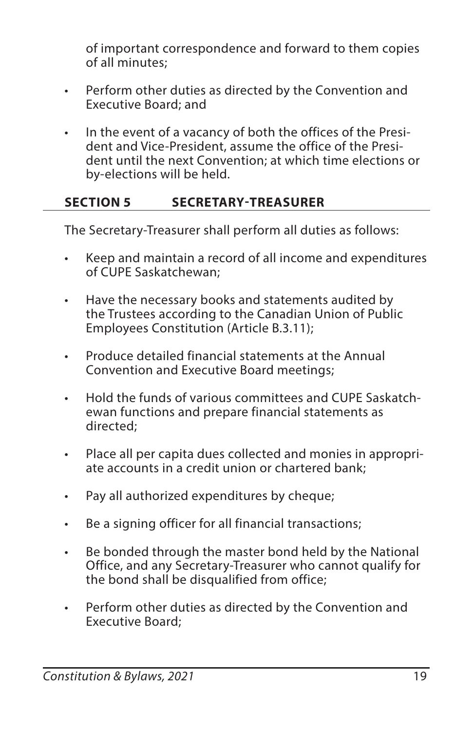of important correspondence and forward to them copies of all minutes;

- Perform other duties as directed by the Convention and Executive Board; and
- In the event of a vacancy of both the offices of the President and Vice-President, assume the office of the President until the next Convention; at which time elections or by-elections will be held.

## SECTION 5 SECRETARY-TREASURER

The Secretary-Treasurer shall perform all duties as follows:

- Keep and maintain a record of all income and expenditures of CUPE Saskatchewan;
- Have the necessary books and statements audited by the Trustees according to the Canadian Union of Public Employees Constitution (Article B.3.11);
- Produce detailed financial statements at the Annual Convention and Executive Board meetings;
- Hold the funds of various committees and CUPE Saskatchewan functions and prepare financial statements as directed;
- Place all per capita dues collected and monies in appropriate accounts in a credit union or chartered bank;
- Pay all authorized expenditures by cheque;
- Be a signing officer for all financial transactions;
- Be bonded through the master bond held by the National Office, and any Secretary-Treasurer who cannot qualify for the bond shall be disqualified from office;
- Perform other duties as directed by the Convention and Executive Board;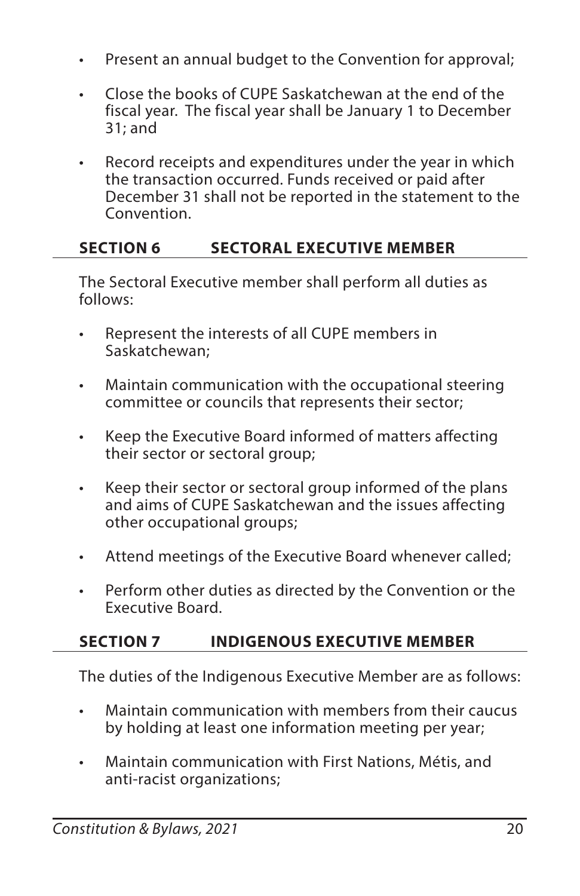- Present an annual budget to the Convention for approval;
- Close the books of CUPE Saskatchewan at the end of the fiscal year. The fiscal year shall be January 1 to December 31; and
- Record receipts and expenditures under the year in which the transaction occurred. Funds received or paid after December 31 shall not be reported in the statement to the Convention.

## SECTION 6 SECTORAL EXECUTIVE MEMBER

The Sectoral Executive member shall perform all duties as follows:

- Represent the interests of all CUPE members in Saskatchewan;
- Maintain communication with the occupational steering committee or councils that represents their sector;
- Keep the Executive Board informed of matters affecting their sector or sectoral group;
- Keep their sector or sectoral group informed of the plans and aims of CUPE Saskatchewan and the issues affecting other occupational groups;
- Attend meetings of the Executive Board whenever called;
- Perform other duties as directed by the Convention or the Executive Board.

## SECTION 7 INDIGENOUS EXECUTIVE MEMBER

The duties of the Indigenous Executive Member are as follows:

- Maintain communication with members from their caucus by holding at least one information meeting per year;
- Maintain communication with First Nations, Métis, and anti-racist organizations;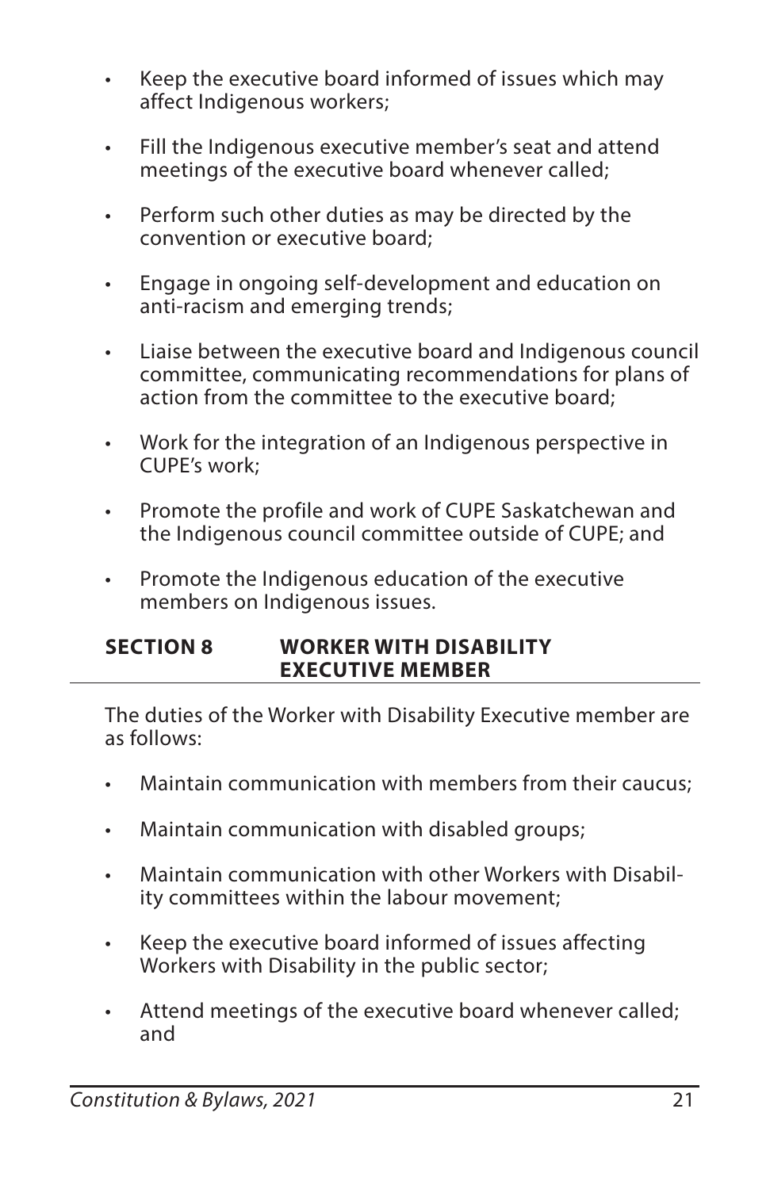- Keep the executive board informed of issues which may affect Indigenous workers;
- Fill the Indigenous executive member's seat and attend meetings of the executive board whenever called;
- Perform such other duties as may be directed by the convention or executive board;
- Engage in ongoing self-development and education on anti-racism and emerging trends;
- Liaise between the executive board and Indigenous council committee, communicating recommendations for plans of action from the committee to the executive board;
- Work for the integration of an Indigenous perspective in CUPE's work;
- Promote the profile and work of CUPE Saskatchewan and the Indigenous council committee outside of CUPE; and
- Promote the Indigenous education of the executive members on Indigenous issues.

## SECTION 8 WORKER WITH DISABILITY EXECUTIVE MEMBER

The duties of the Worker with Disability Executive member are as follows:

- Maintain communication with members from their caucus;
- Maintain communication with disabled groups;
- Maintain communication with other Workers with Disability committees within the labour movement;
- Keep the executive board informed of issues affecting Workers with Disability in the public sector;
- Attend meetings of the executive board whenever called; and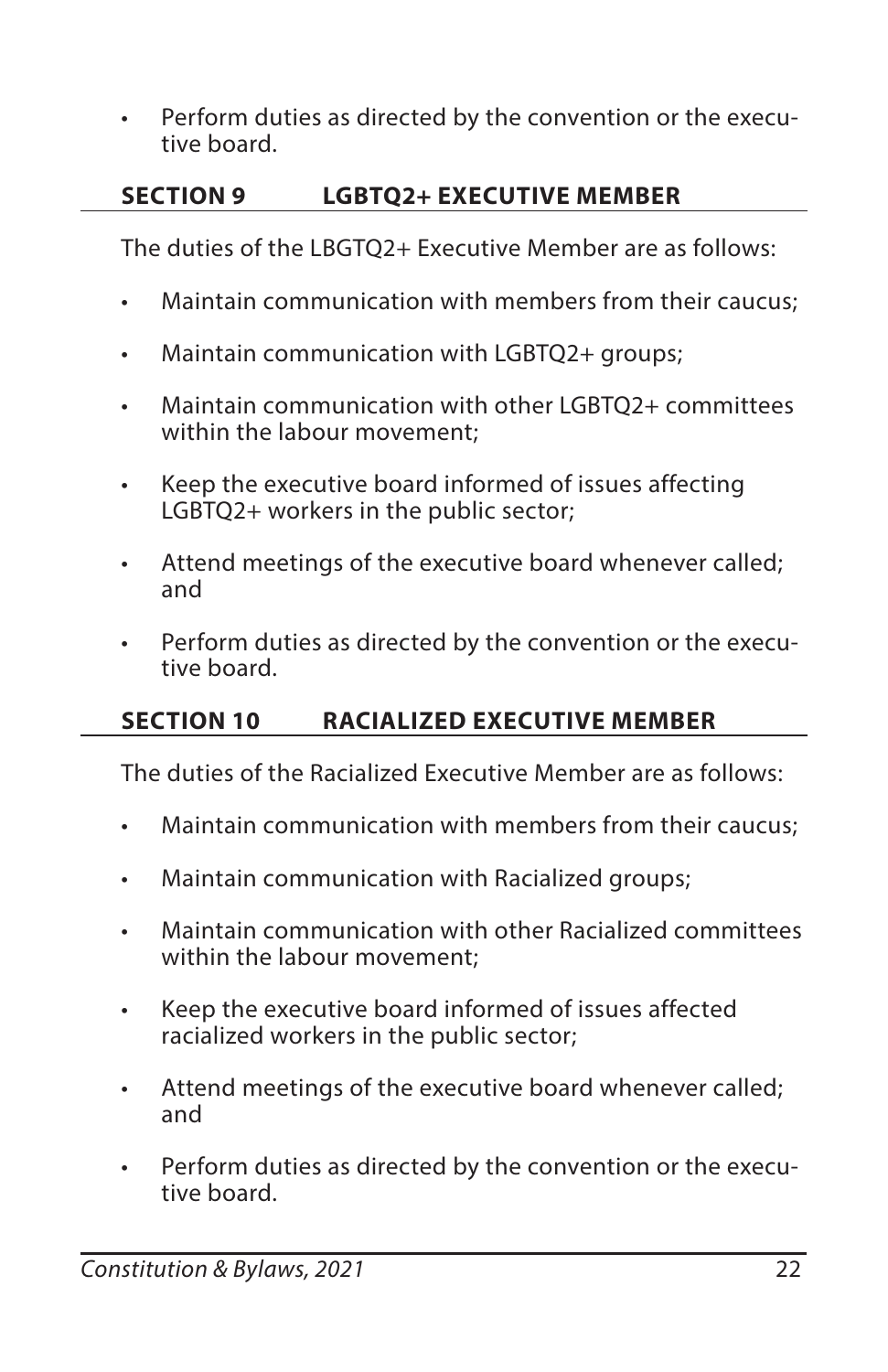- Perform duties as directed by the convention or the executive board.

## SECTION 9 LGBTQ2+ EXECUTIVE MEMBER

The duties of the LBGTQ2+ Executive Member are as follows:

- Maintain communication with members from their caucus;
- Maintain communication with LGBTQ2+ groups;
- Maintain communication with other LGBTQ2+ committees within the labour movement;
- Keep the executive board informed of issues affecting LGBTQ2+ workers in the public sector;
- Attend meetings of the executive board whenever called; and
- Perform duties as directed by the convention or the executive board.

## SECTION 10 RACIALIZED EXECUTIVE MEMBER

The duties of the Racialized Executive Member are as follows:

- Maintain communication with members from their caucus;
- Maintain communication with Racialized groups;
- Maintain communication with other Racialized committees within the labour movement;
- Keep the executive board informed of issues affected racialized workers in the public sector;
- Attend meetings of the executive board whenever called; and
- Perform duties as directed by the convention or the executive board.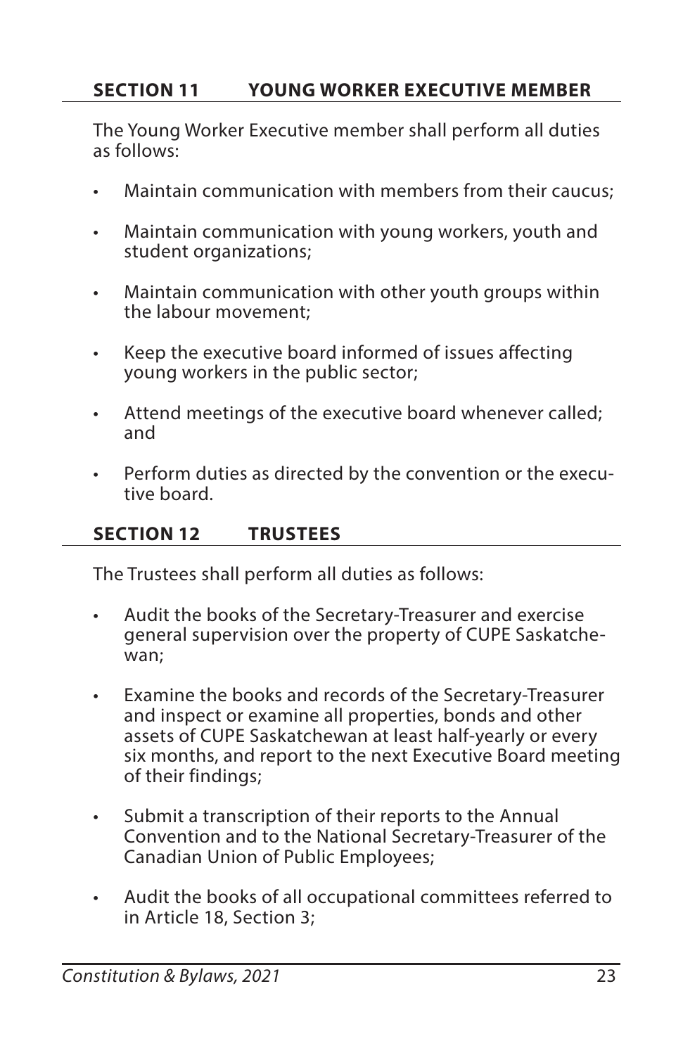## SECTION 11 YOUNG WORKER EXECUTIVE MEMBER

The Young Worker Executive member shall perform all duties as follows:

- Maintain communication with members from their caucus;
- Maintain communication with young workers, youth and student organizations;
- Maintain communication with other youth groups within the labour movement;
- Keep the executive board informed of issues affecting young workers in the public sector;
- Attend meetings of the executive board whenever called; and
- Perform duties as directed by the convention or the executive board.

## SECTION 12 TRUSTEES

The Trustees shall perform all duties as follows:

- Audit the books of the Secretary-Treasurer and exercise general supervision over the property of CUPE Saskatchewan;
- Examine the books and records of the Secretary-Treasurer and inspect or examine all properties, bonds and other assets of CUPE Saskatchewan at least half-yearly or every six months, and report to the next Executive Board meeting of their findings;
- Submit a transcription of their reports to the Annual Convention and to the National Secretary-Treasurer of the Canadian Union of Public Employees;
- Audit the books of all occupational committees referred to in Article 18, Section 3;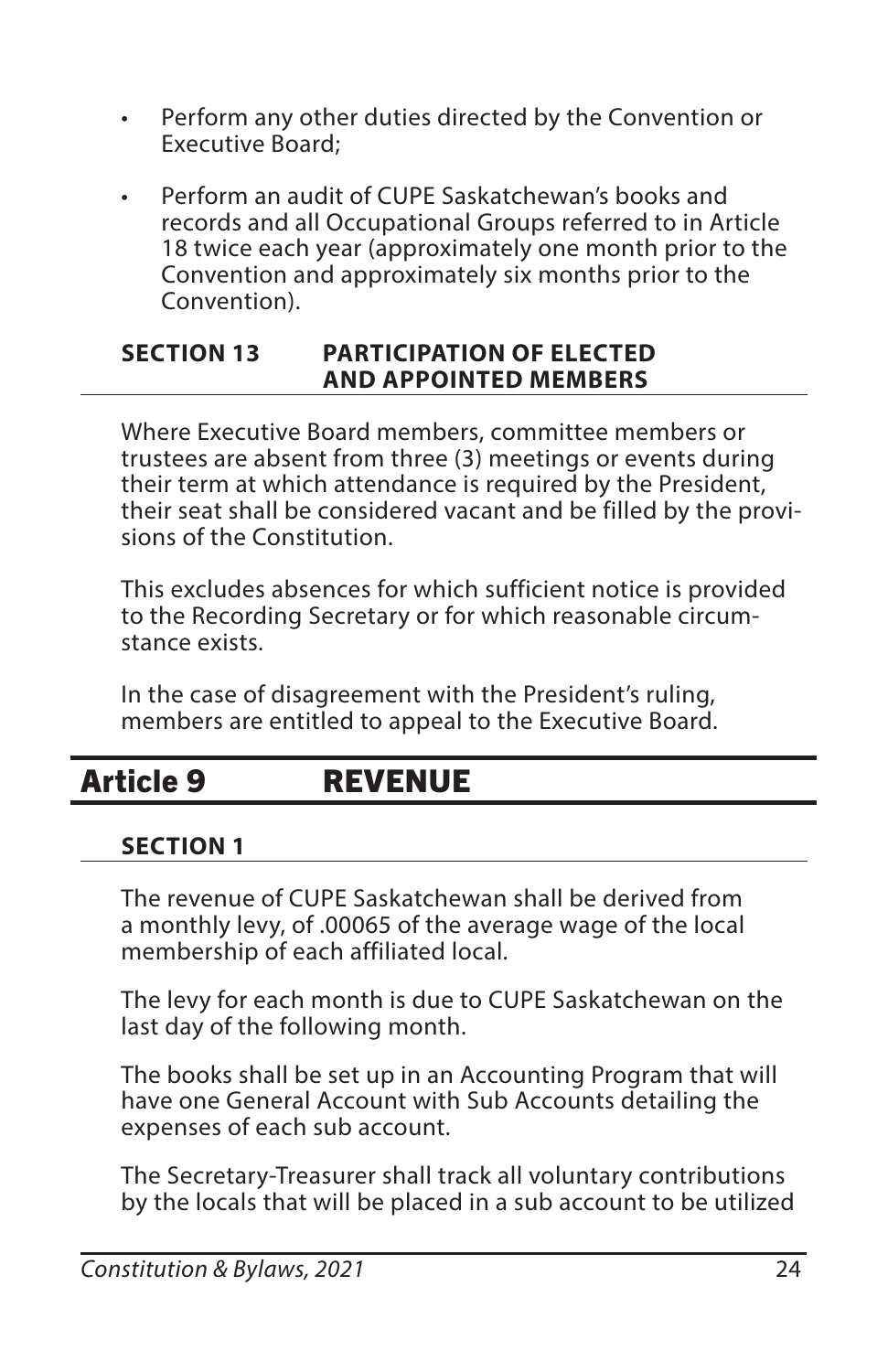- Perform any other duties directed by the Convention or Executive Board;
- Perform an audit of CUPE Saskatchewan's books and records and all Occupational Groups referred to in Article 18 twice each year (approximately one month prior to the Convention and approximately six months prior to the Convention).

### SECTION 13 PARTICIPATION OF ELECTED AND APPOINTED MEMBERS

Where Executive Board members, committee members or trustees are absent from three (3) meetings or events during their term at which attendance is required by the President, their seat shall be considered vacant and be filled by the provisions of the Constitution.

This excludes absences for which sufficient notice is provided to the Recording Secretary or for which reasonable circumstance exists.

In the case of disagreement with the President's ruling, members are entitled to appeal to the Executive Board.

## Article 9 REVENUE

### SECTION 1

The revenue of CUPE Saskatchewan shall be derived from a monthly levy, of .00065 of the average wage of the local membership of each affiliated local.

The levy for each month is due to CUPE Saskatchewan on the last day of the following month.

The books shall be set up in an Accounting Program that will have one General Account with Sub Accounts detailing the expenses of each sub account.

The Secretary-Treasurer shall track all voluntary contributions by the locals that will be placed in a sub account to be utilized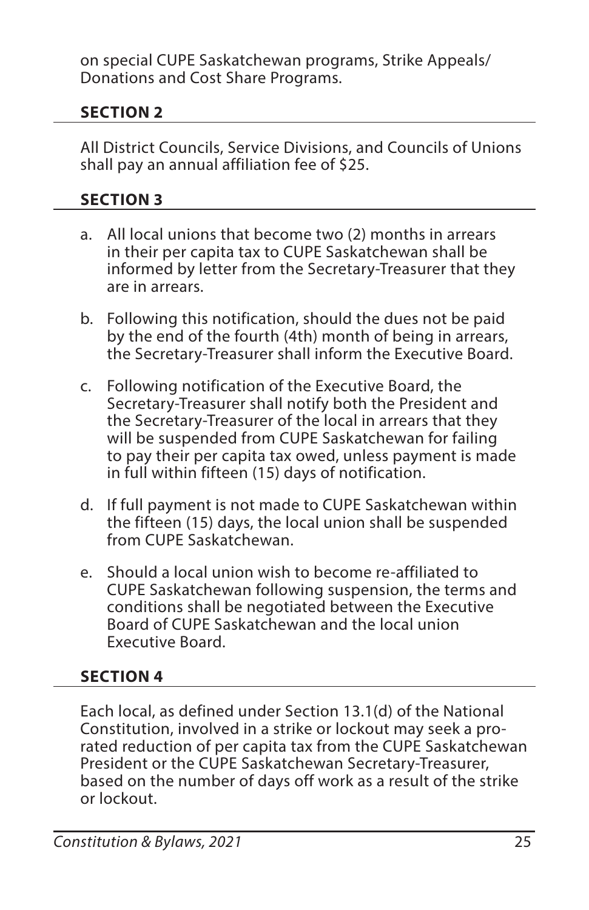on special CUPE Saskatchewan programs, Strike Appeals/ Donations and Cost Share Programs.

### SECTION 2

All District Councils, Service Divisions, and Councils of Unions shall pay an annual affiliation fee of $25.

### SECTION 3

a. All local unions that become two (2) months in arrears in their per capita tax to CUPE Saskatchewan shall be informed by letter from the Secretary-Treasurer that they are in arrears.

b. Following this notification, should the dues not be paid by the end of the fourth (4th) month of being in arrears, the Secretary-Treasurer shall inform the Executive Board.

c. Following notification of the Executive Board, the Secretary-Treasurer shall notify both the President and the Secretary-Treasurer of the local in arrears that they will be suspended from CUPE Saskatchewan for failing to pay their per capita tax owed, unless payment is made in full within fifteen (15) days of notification.

d. If full payment is not made to CUPE Saskatchewan within the fifteen (15) days, the local union shall be suspended from CUPE Saskatchewan.

e. Should a local union wish to become re-affiliated to CUPE Saskatchewan following suspension, the terms and conditions shall be negotiated between the Executive Board of CUPE Saskatchewan and the local union Executive Board.

### SECTION 4

Each local, as defined under Section 13.1(d) of the National Constitution, involved in a strike or lockout may seek a pro-rated reduction of per capita tax from the CUPE Saskatchewan President or the CUPE Saskatchewan Secretary-Treasurer, based on the number of days off work as a result of the strike or lockout.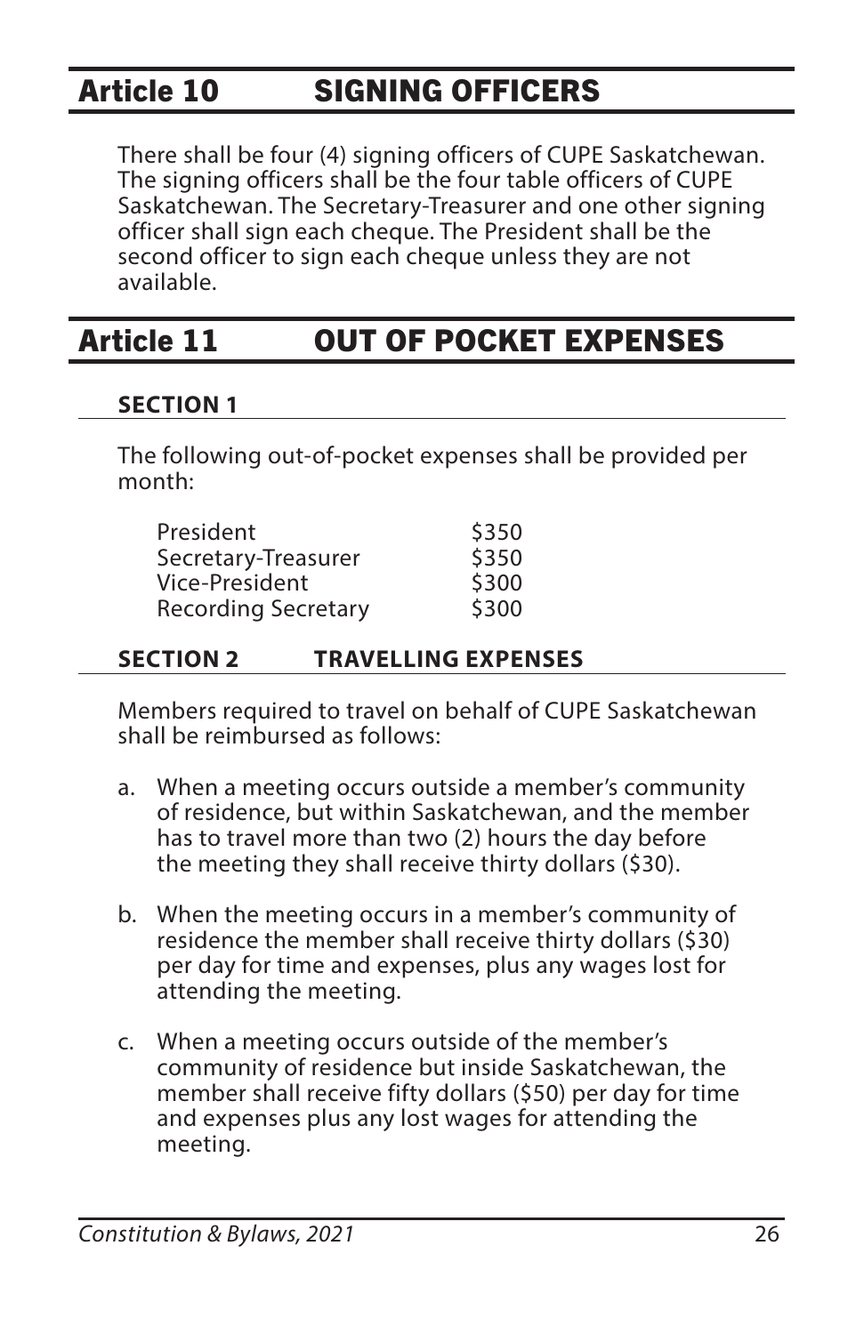## Article 10 SIGNING OFFICERS

There shall be four (4) signing officers of CUPE Saskatchewan. The signing officers shall be the four table officers of CUPE Saskatchewan. The Secretary-Treasurer and one other signing officer shall sign each cheque. The President shall be the second officer to sign each cheque unless they are not available.

## Article 11 OUT OF POCKET EXPENSES

### SECTION 1

The following out-of-pocket expenses shall be provided per month:

| | |
|---|---|
| President | $350 |
| Secretary-Treasurer | $350 |
| Vice-President | $300 |
| Recording Secretary | $300 |

### SECTION 2 TRAVELLING EXPENSES

Members required to travel on behalf of CUPE Saskatchewan shall be reimbursed as follows:

a. When a meeting occurs outside a member's community of residence, but within Saskatchewan, and the member has to travel more than two (2) hours the day before the meeting they shall receive thirty dollars ($30).

b. When the meeting occurs in a member's community of residence the member shall receive thirty dollars ($30) per day for time and expenses, plus any wages lost for attending the meeting.

c. When a meeting occurs outside of the member's community of residence but inside Saskatchewan, the member shall receive fifty dollars ($50) per day for time and expenses plus any lost wages for attending the meeting.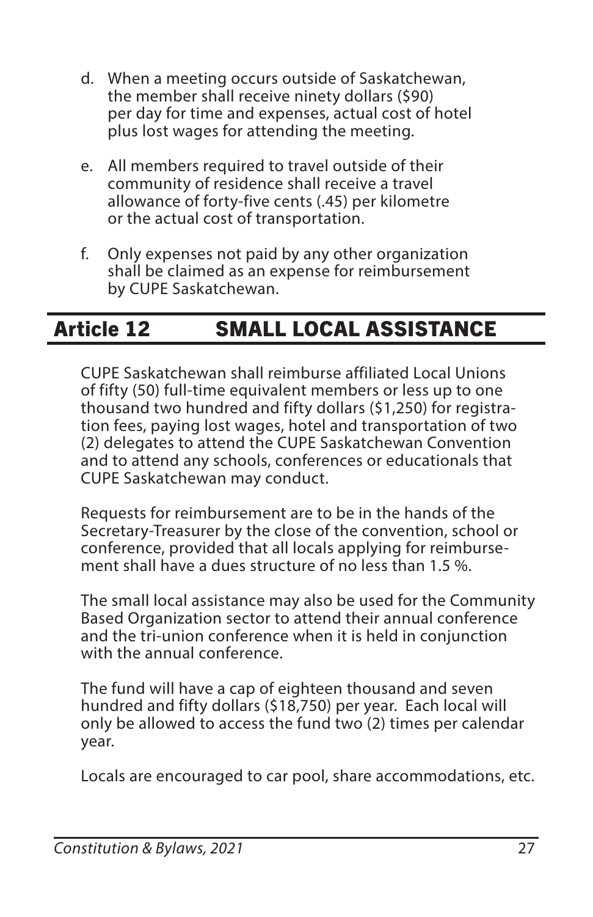d. When a meeting occurs outside of Saskatchewan, the member shall receive ninety dollars ($90) per day for time and expenses, actual cost of hotel plus lost wages for attending the meeting.

e. All members required to travel outside of their community of residence shall receive a travel allowance of forty-five cents (.45) per kilometre or the actual cost of transportation.

f. Only expenses not paid by any other organization shall be claimed as an expense for reimbursement by CUPE Saskatchewan.

## Article 12 SMALL LOCAL ASSISTANCE

CUPE Saskatchewan shall reimburse affiliated Local Unions of fifty (50) full-time equivalent members or less up to one thousand two hundred and fifty dollars ($1,250) for registration fees, paying lost wages, hotel and transportation of two (2) delegates to attend the CUPE Saskatchewan Convention and to attend any schools, conferences or educationals that CUPE Saskatchewan may conduct.

Requests for reimbursement are to be in the hands of the Secretary-Treasurer by the close of the convention, school or conference, provided that all locals applying for reimbursement shall have a dues structure of no less than 1.5 %.

The small local assistance may also be used for the Community Based Organization sector to attend their annual conference and the tri-union conference when it is held in conjunction with the annual conference.

The fund will have a cap of eighteen thousand and seven hundred and fifty dollars ($18,750) per year. Each local will only be allowed to access the fund two (2) times per calendar year.

Locals are encouraged to car pool, share accommodations, etc.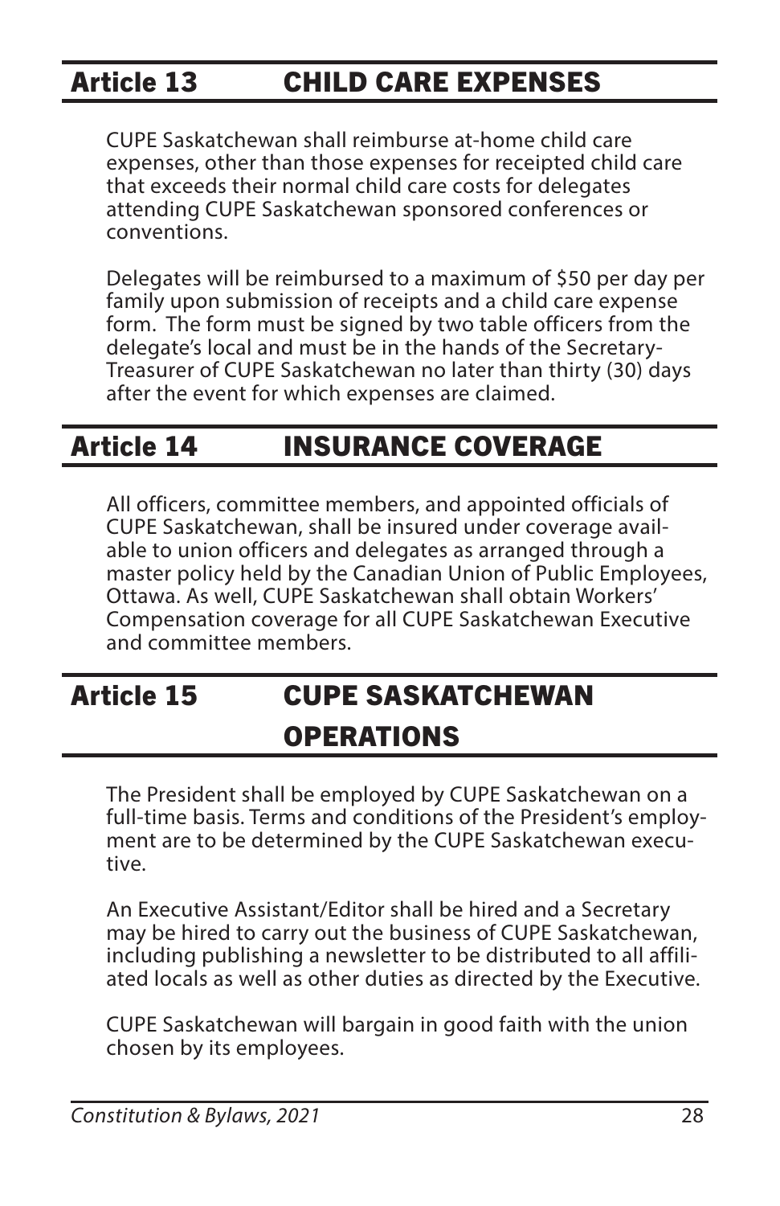## Article 13 CHILD CARE EXPENSES

CUPE Saskatchewan shall reimburse at-home child care expenses, other than those expenses for receipted child care that exceeds their normal child care costs for delegates attending CUPE Saskatchewan sponsored conferences or conventions.

Delegates will be reimbursed to a maximum of $50 per day per family upon submission of receipts and a child care expense form. The form must be signed by two table officers from the delegate's local and must be in the hands of the Secretary-Treasurer of CUPE Saskatchewan no later than thirty (30) days after the event for which expenses are claimed.

## Article 14 INSURANCE COVERAGE

All officers, committee members, and appointed officials of CUPE Saskatchewan, shall be insured under coverage available to union officers and delegates as arranged through a master policy held by the Canadian Union of Public Employees, Ottawa. As well, CUPE Saskatchewan shall obtain Workers' Compensation coverage for all CUPE Saskatchewan Executive and committee members.

## Article 15 CUPE SASKATCHEWAN OPERATIONS

The President shall be employed by CUPE Saskatchewan on a full-time basis. Terms and conditions of the President's employment are to be determined by the CUPE Saskatchewan executive.

An Executive Assistant/Editor shall be hired and a Secretary may be hired to carry out the business of CUPE Saskatchewan, including publishing a newsletter to be distributed to all affiliated locals as well as other duties as directed by the Executive.

CUPE Saskatchewan will bargain in good faith with the union chosen by its employees.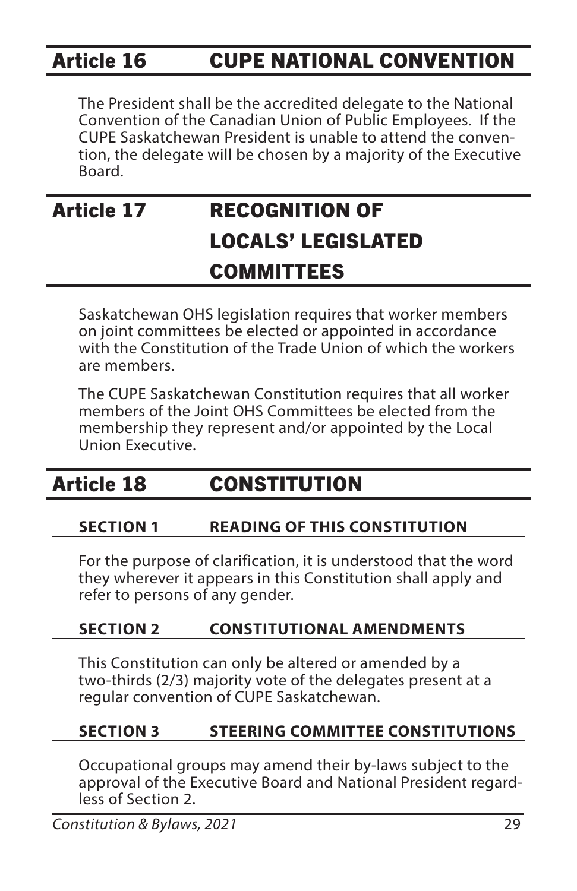## Article 16 CUPE NATIONAL CONVENTION

The President shall be the accredited delegate to the National Convention of the Canadian Union of Public Employees. If the CUPE Saskatchewan President is unable to attend the convention, the delegate will be chosen by a majority of the Executive Board.

## Article 17 RECOGNITION OF LOCALS' LEGISLATED COMMITTEES

Saskatchewan OHS legislation requires that worker members on joint committees be elected or appointed in accordance with the Constitution of the Trade Union of which the workers are members.

The CUPE Saskatchewan Constitution requires that all worker members of the Joint OHS Committees be elected from the membership they represent and/or appointed by the Local Union Executive.

## Article 18 CONSTITUTION

### SECTION 1 READING OF THIS CONSTITUTION

For the purpose of clarification, it is understood that the word they wherever it appears in this Constitution shall apply and refer to persons of any gender.

### SECTION 2 CONSTITUTIONAL AMENDMENTS

This Constitution can only be altered or amended by a two-thirds (2/3) majority vote of the delegates present at a regular convention of CUPE Saskatchewan.

### SECTION 3 STEERING COMMITTEE CONSTITUTIONS

Occupational groups may amend their by-laws subject to the approval of the Executive Board and National President regardless of Section 2.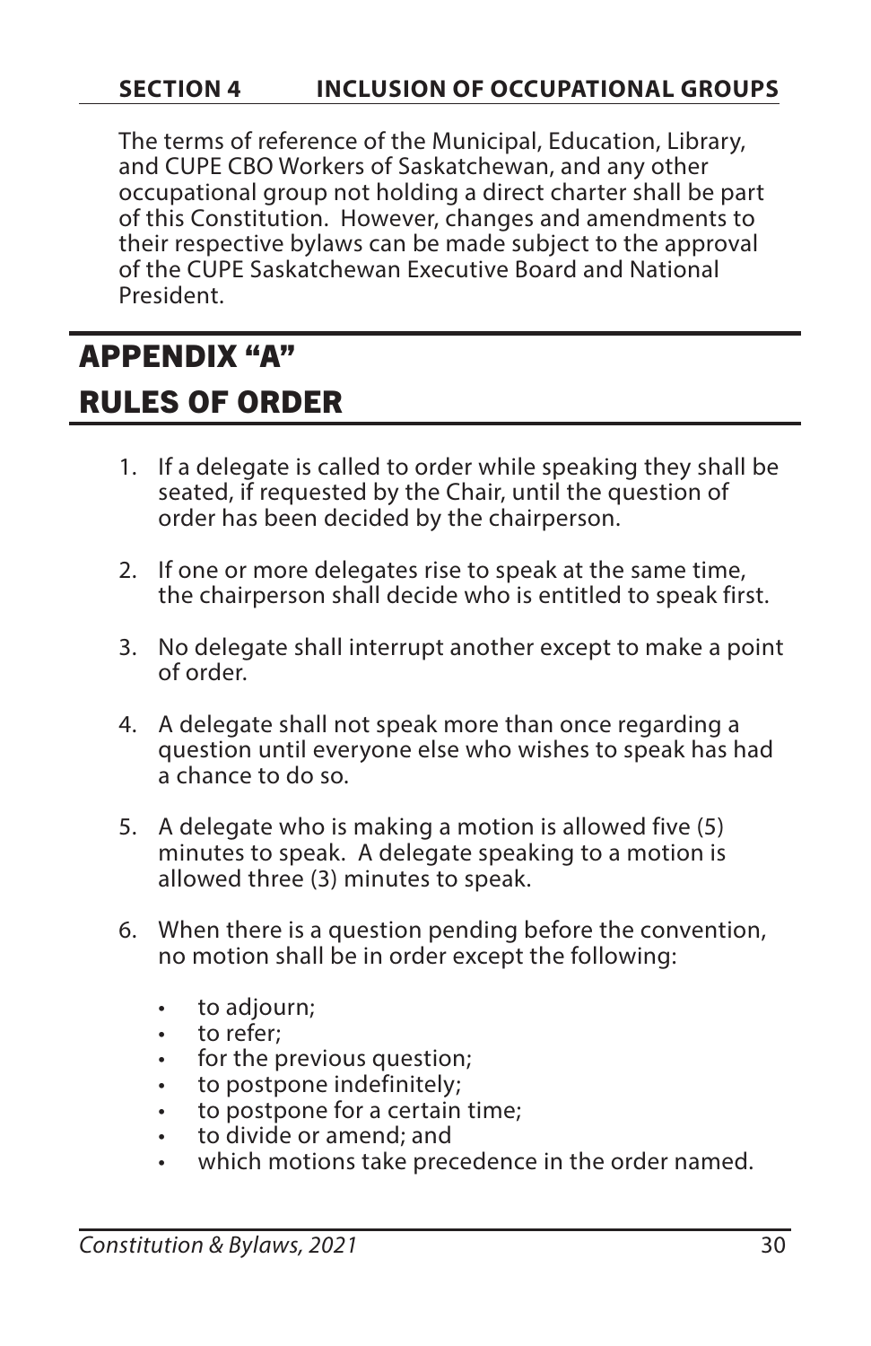### SECTION 4 INCLUSION OF OCCUPATIONAL GROUPS

The terms of reference of the Municipal, Education, Library, and CUPE CBO Workers of Saskatchewan, and any other occupational group not holding a direct charter shall be part of this Constitution. However, changes and amendments to their respective bylaws can be made subject to the approval of the CUPE Saskatchewan Executive Board and National President.

# APPENDIX "A"

# RULES OF ORDER

1. If a delegate is called to order while speaking they shall be seated, if requested by the Chair, until the question of order has been decided by the chairperson.

2. If one or more delegates rise to speak at the same time, the chairperson shall decide who is entitled to speak first.

3. No delegate shall interrupt another except to make a point of order.

4. A delegate shall not speak more than once regarding a question until everyone else who wishes to speak has had a chance to do so.

5. A delegate who is making a motion is allowed five (5) minutes to speak. A delegate speaking to a motion is allowed three (3) minutes to speak.

6. When there is a question pending before the convention, no motion shall be in order except the following:

   - to adjourn;
   - to refer;
   - for the previous question;
   - to postpone indefinitely;
   - to postpone for a certain time;
   - to divide or amend; and
   - which motions take precedence in the order named.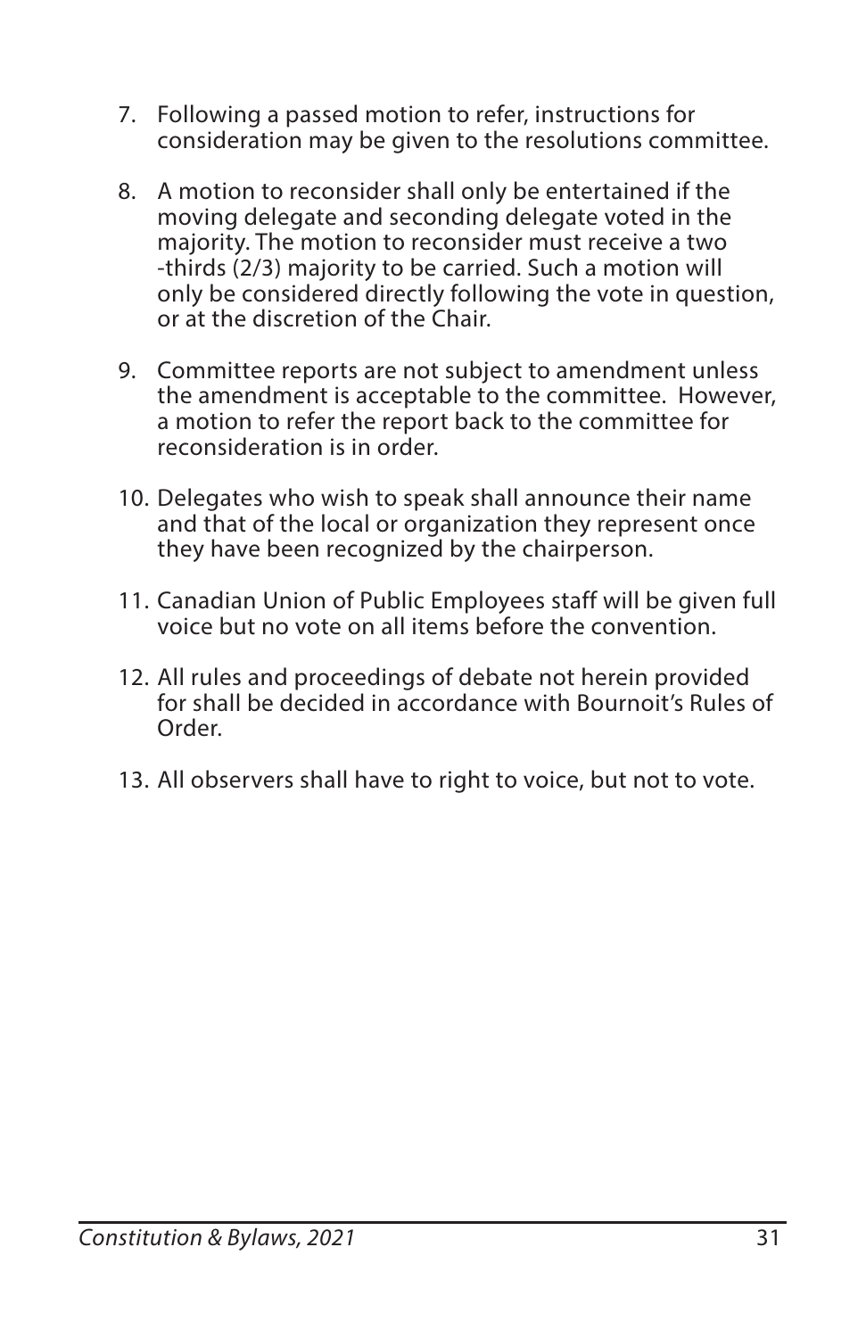7. Following a passed motion to refer, instructions for consideration may be given to the resolutions committee.

8. A motion to reconsider shall only be entertained if the moving delegate and seconding delegate voted in the majority. The motion to reconsider must receive a two -thirds (2/3) majority to be carried. Such a motion will only be considered directly following the vote in question, or at the discretion of the Chair.

9. Committee reports are not subject to amendment unless the amendment is acceptable to the committee. However, a motion to refer the report back to the committee for reconsideration is in order.

10. Delegates who wish to speak shall announce their name and that of the local or organization they represent once they have been recognized by the chairperson.

11. Canadian Union of Public Employees staff will be given full voice but no vote on all items before the convention.

12. All rules and proceedings of debate not herein provided for shall be decided in accordance with Bournoit's Rules of Order.

13. All observers shall have to right to voice, but not to vote.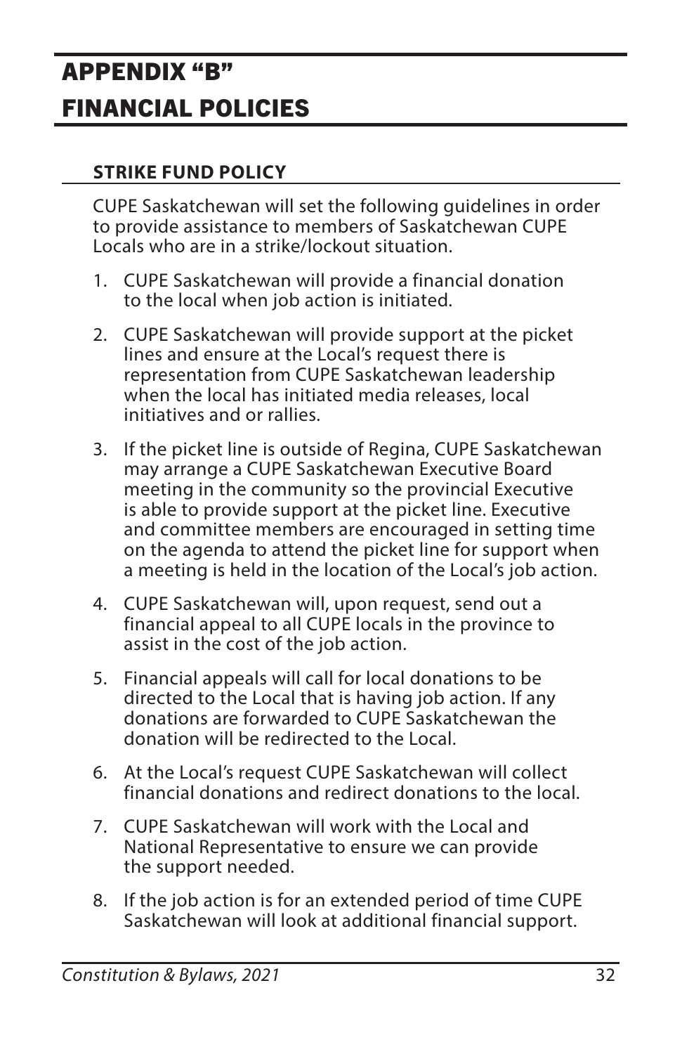# APPENDIX "B"
# FINANCIAL POLICIES

### STRIKE FUND POLICY

CUPE Saskatchewan will set the following guidelines in order to provide assistance to members of Saskatchewan CUPE Locals who are in a strike/lockout situation.

1. CUPE Saskatchewan will provide a financial donation to the local when job action is initiated.
2. CUPE Saskatchewan will provide support at the picket lines and ensure at the Local's request there is representation from CUPE Saskatchewan leadership when the local has initiated media releases, local initiatives and or rallies.
3. If the picket line is outside of Regina, CUPE Saskatchewan may arrange a CUPE Saskatchewan Executive Board meeting in the community so the provincial Executive is able to provide support at the picket line. Executive and committee members are encouraged in setting time on the agenda to attend the picket line for support when a meeting is held in the location of the Local's job action.
4. CUPE Saskatchewan will, upon request, send out a financial appeal to all CUPE locals in the province to assist in the cost of the job action.
5. Financial appeals will call for local donations to be directed to the Local that is having job action. If any donations are forwarded to CUPE Saskatchewan the donation will be redirected to the Local.
6. At the Local's request CUPE Saskatchewan will collect financial donations and redirect donations to the local.
7. CUPE Saskatchewan will work with the Local and National Representative to ensure we can provide the support needed.
8. If the job action is for an extended period of time CUPE Saskatchewan will look at additional financial support.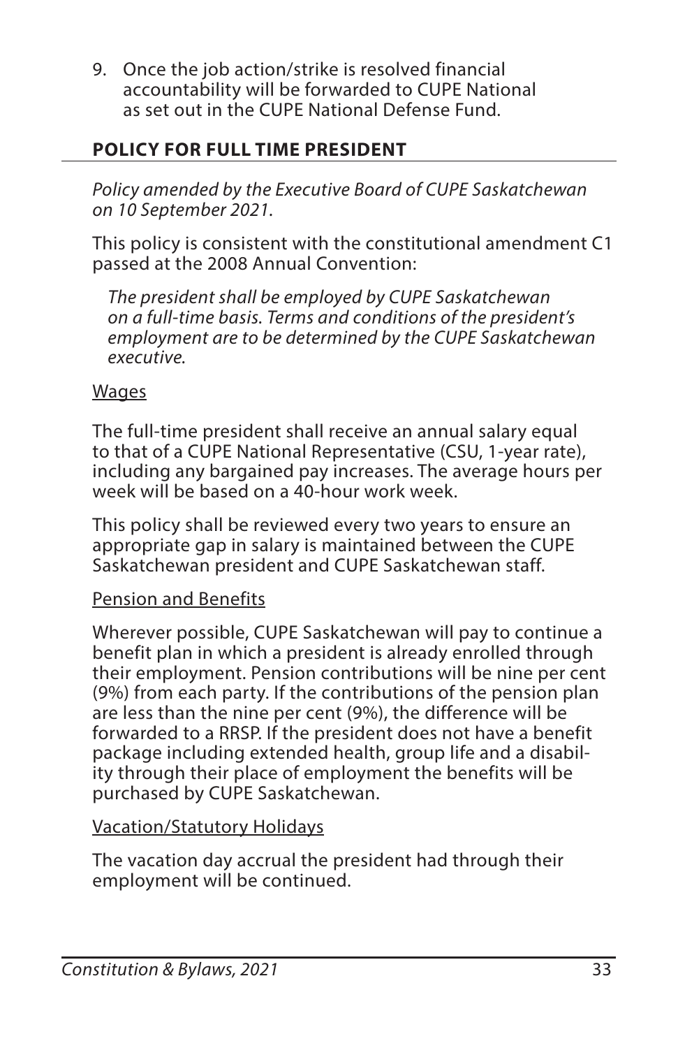9. Once the job action/strike is resolved financial accountability will be forwarded to CUPE National as set out in the CUPE National Defense Fund.

## POLICY FOR FULL TIME PRESIDENT

*Policy amended by the Executive Board of CUPE Saskatchewan on 10 September 2021.*

This policy is consistent with the constitutional amendment C1 passed at the 2008 Annual Convention:

> *The president shall be employed by CUPE Saskatchewan on a full-time basis. Terms and conditions of the president's employment are to be determined by the CUPE Saskatchewan executive.*

<u>Wages</u>

The full-time president shall receive an annual salary equal to that of a CUPE National Representative (CSU, 1-year rate), including any bargained pay increases. The average hours per week will be based on a 40-hour work week.

This policy shall be reviewed every two years to ensure an appropriate gap in salary is maintained between the CUPE Saskatchewan president and CUPE Saskatchewan staff.

<u>Pension and Benefits</u>

Wherever possible, CUPE Saskatchewan will pay to continue a benefit plan in which a president is already enrolled through their employment. Pension contributions will be nine per cent (9%) from each party. If the contributions of the pension plan are less than the nine per cent (9%), the difference will be forwarded to a RRSP. If the president does not have a benefit package including extended health, group life and a disability through their place of employment the benefits will be purchased by CUPE Saskatchewan.

<u>Vacation/Statutory Holidays</u>

The vacation day accrual the president had through their employment will be continued.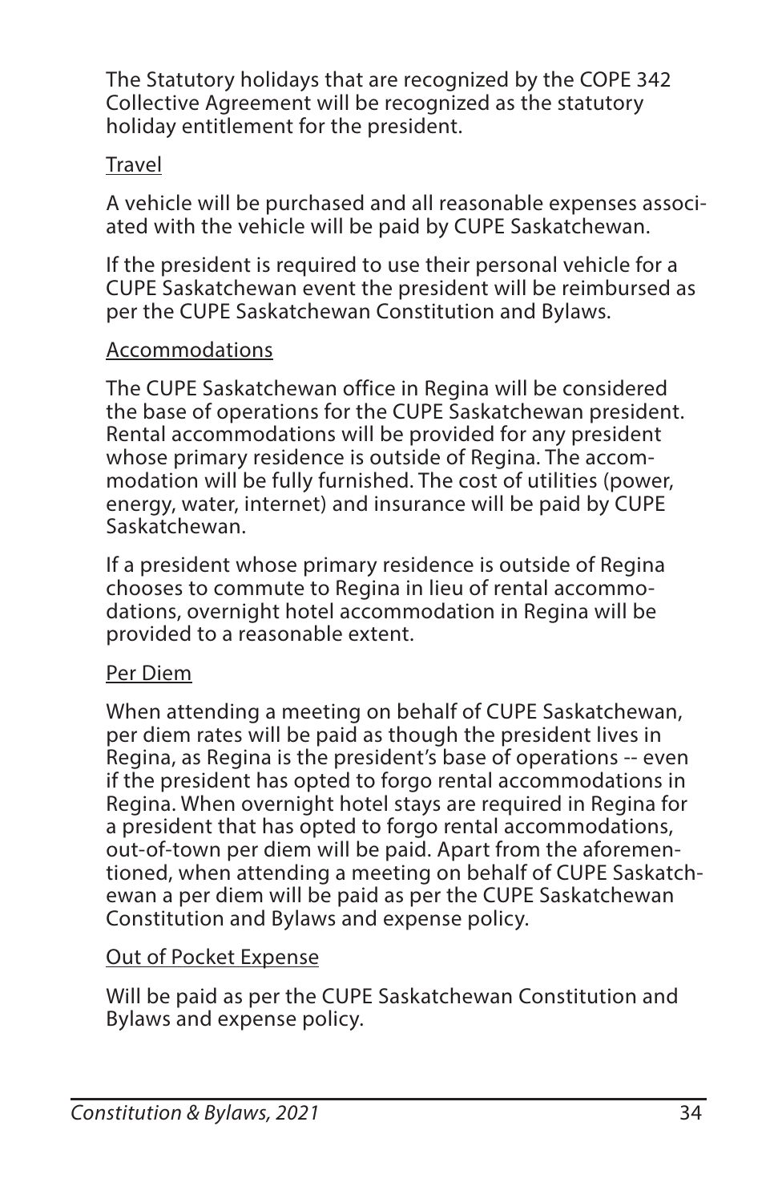The Statutory holidays that are recognized by the COPE 342 Collective Agreement will be recognized as the statutory holiday entitlement for the president.

<u>Travel</u>

A vehicle will be purchased and all reasonable expenses associated with the vehicle will be paid by CUPE Saskatchewan.

If the president is required to use their personal vehicle for a CUPE Saskatchewan event the president will be reimbursed as per the CUPE Saskatchewan Constitution and Bylaws.

<u>Accommodations</u>

The CUPE Saskatchewan office in Regina will be considered the base of operations for the CUPE Saskatchewan president. Rental accommodations will be provided for any president whose primary residence is outside of Regina. The accommodation will be fully furnished. The cost of utilities (power, energy, water, internet) and insurance will be paid by CUPE Saskatchewan.

If a president whose primary residence is outside of Regina chooses to commute to Regina in lieu of rental accommodations, overnight hotel accommodation in Regina will be provided to a reasonable extent.

<u>Per Diem</u>

When attending a meeting on behalf of CUPE Saskatchewan, per diem rates will be paid as though the president lives in Regina, as Regina is the president's base of operations -- even if the president has opted to forgo rental accommodations in Regina. When overnight hotel stays are required in Regina for a president that has opted to forgo rental accommodations, out-of-town per diem will be paid. Apart from the aforementioned, when attending a meeting on behalf of CUPE Saskatchewan a per diem will be paid as per the CUPE Saskatchewan Constitution and Bylaws and expense policy.

<u>Out of Pocket Expense</u>

Will be paid as per the CUPE Saskatchewan Constitution and Bylaws and expense policy.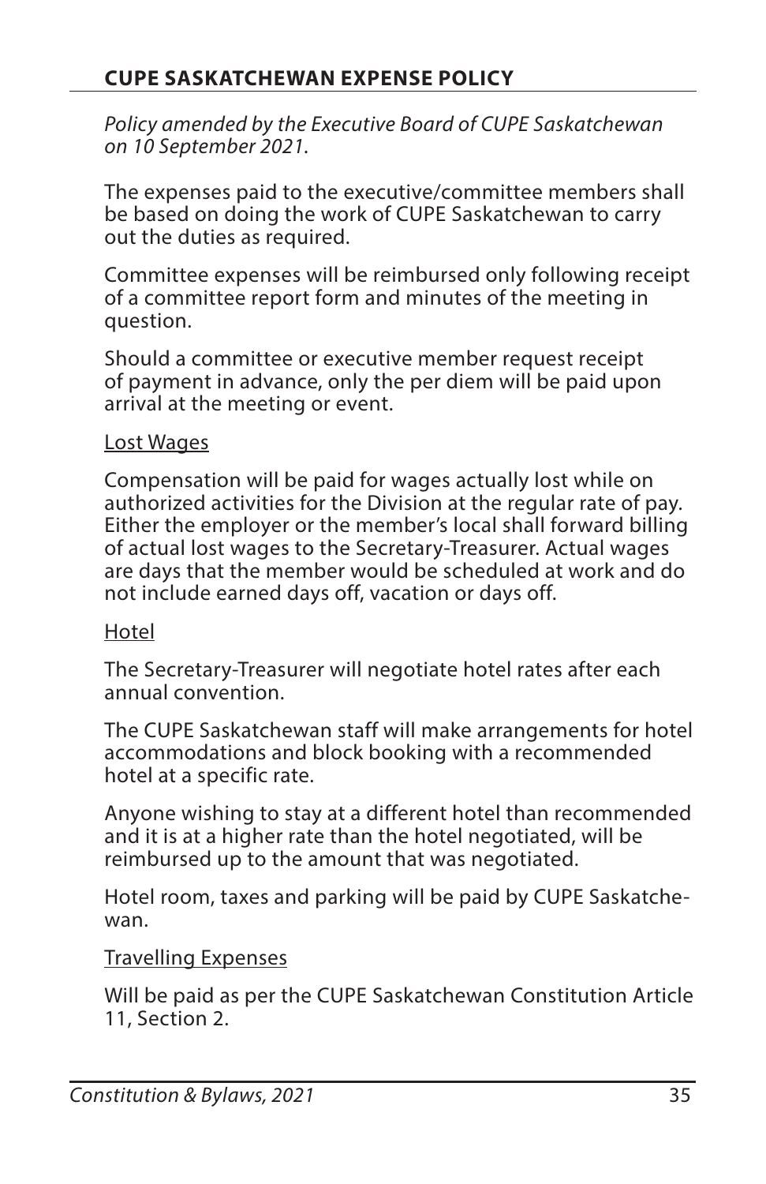## CUPE SASKATCHEWAN EXPENSE POLICY

*Policy amended by the Executive Board of CUPE Saskatchewan on 10 September 2021.*

The expenses paid to the executive/committee members shall be based on doing the work of CUPE Saskatchewan to carry out the duties as required.

Committee expenses will be reimbursed only following receipt of a committee report form and minutes of the meeting in question.

Should a committee or executive member request receipt of payment in advance, only the per diem will be paid upon arrival at the meeting or event.

### Lost Wages

Compensation will be paid for wages actually lost while on authorized activities for the Division at the regular rate of pay. Either the employer or the member's local shall forward billing of actual lost wages to the Secretary-Treasurer. Actual wages are days that the member would be scheduled at work and do not include earned days off, vacation or days off.

### Hotel

The Secretary-Treasurer will negotiate hotel rates after each annual convention.

The CUPE Saskatchewan staff will make arrangements for hotel accommodations and block booking with a recommended hotel at a specific rate.

Anyone wishing to stay at a different hotel than recommended and it is at a higher rate than the hotel negotiated, will be reimbursed up to the amount that was negotiated.

Hotel room, taxes and parking will be paid by CUPE Saskatchewan.

### Travelling Expenses

Will be paid as per the CUPE Saskatchewan Constitution Article 11, Section 2.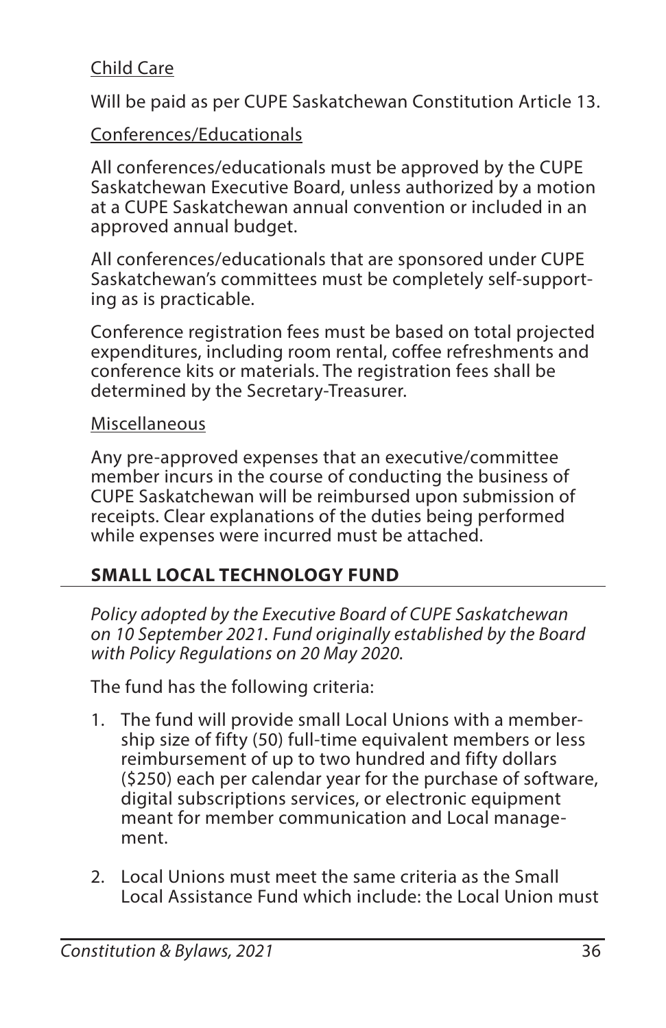Child Care

Will be paid as per CUPE Saskatchewan Constitution Article 13.

Conferences/Educationals

All conferences/educationals must be approved by the CUPE Saskatchewan Executive Board, unless authorized by a motion at a CUPE Saskatchewan annual convention or included in an approved annual budget.

All conferences/educationals that are sponsored under CUPE Saskatchewan's committees must be completely self-supporting as is practicable.

Conference registration fees must be based on total projected expenditures, including room rental, coffee refreshments and conference kits or materials. The registration fees shall be determined by the Secretary-Treasurer.

Miscellaneous

Any pre-approved expenses that an executive/committee member incurs in the course of conducting the business of CUPE Saskatchewan will be reimbursed upon submission of receipts. Clear explanations of the duties being performed while expenses were incurred must be attached.

## SMALL LOCAL TECHNOLOGY FUND

*Policy adopted by the Executive Board of CUPE Saskatchewan on 10 September 2021. Fund originally established by the Board with Policy Regulations on 20 May 2020.*

The fund has the following criteria:

1. The fund will provide small Local Unions with a membership size of fifty (50) full-time equivalent members or less reimbursement of up to two hundred and fifty dollars ($250) each per calendar year for the purchase of software, digital subscriptions services, or electronic equipment meant for member communication and Local management.

2. Local Unions must meet the same criteria as the Small Local Assistance Fund which include: the Local Union must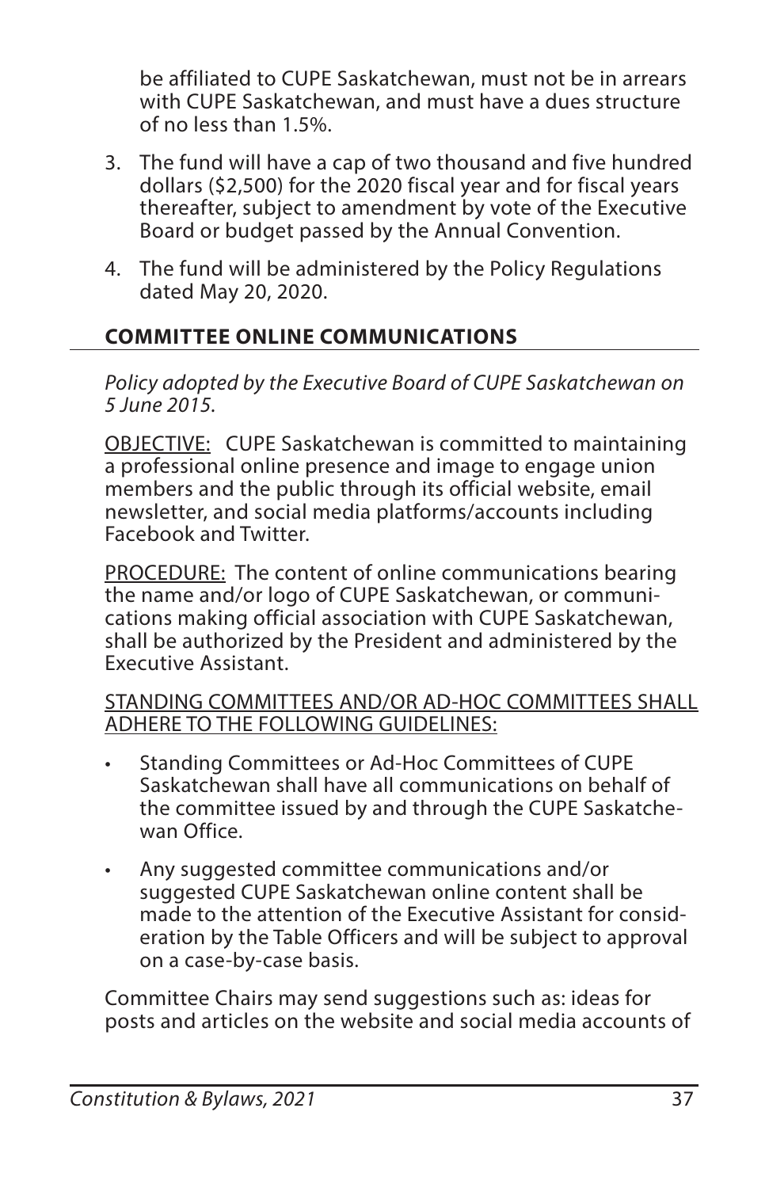be affiliated to CUPE Saskatchewan, must not be in arrears with CUPE Saskatchewan, and must have a dues structure of no less than 1.5%.

3. The fund will have a cap of two thousand and five hundred dollars ($2,500) for the 2020 fiscal year and for fiscal years thereafter, subject to amendment by vote of the Executive Board or budget passed by the Annual Convention.
4. The fund will be administered by the Policy Regulations dated May 20, 2020.

## COMMITTEE ONLINE COMMUNICATIONS

*Policy adopted by the Executive Board of CUPE Saskatchewan on 5 June 2015.*

<u>OBJECTIVE:</u> CUPE Saskatchewan is committed to maintaining a professional online presence and image to engage union members and the public through its official website, email newsletter, and social media platforms/accounts including Facebook and Twitter.

<u>PROCEDURE:</u> The content of online communications bearing the name and/or logo of CUPE Saskatchewan, or communications making official association with CUPE Saskatchewan, shall be authorized by the President and administered by the Executive Assistant.

<u>STANDING COMMITTEES AND/OR AD-HOC COMMITTEES SHALL ADHERE TO THE FOLLOWING GUIDELINES:</u>

- Standing Committees or Ad-Hoc Committees of CUPE Saskatchewan shall have all communications on behalf of the committee issued by and through the CUPE Saskatchewan Office.
- Any suggested committee communications and/or suggested CUPE Saskatchewan online content shall be made to the attention of the Executive Assistant for consideration by the Table Officers and will be subject to approval on a case-by-case basis.

Committee Chairs may send suggestions such as: ideas for posts and articles on the website and social media accounts of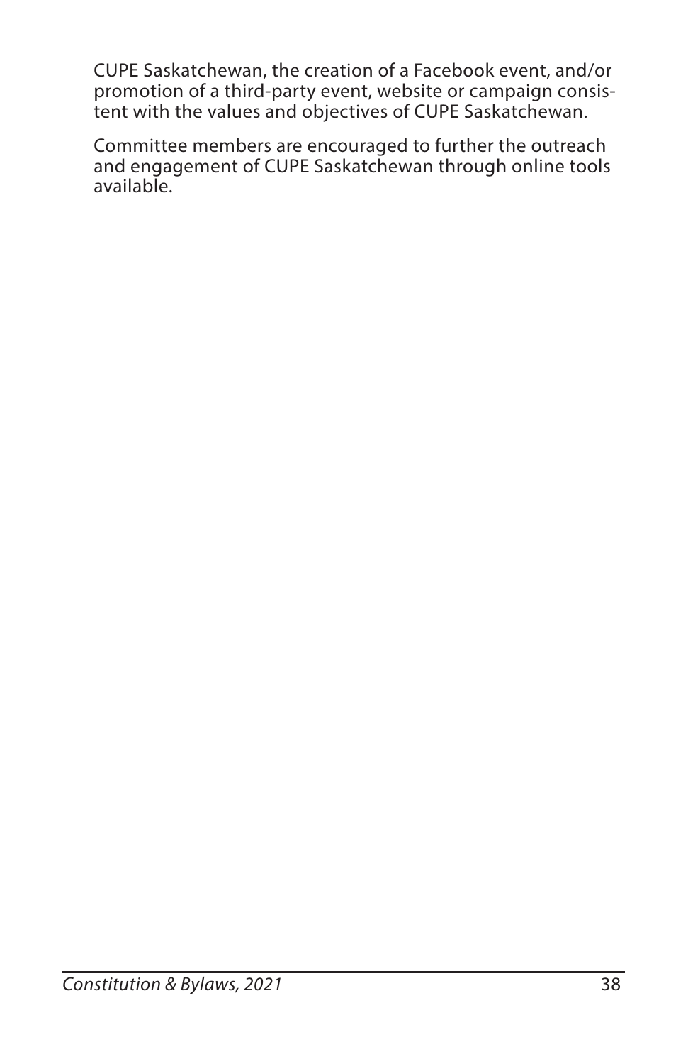CUPE Saskatchewan, the creation of a Facebook event, and/or promotion of a third-party event, website or campaign consistent with the values and objectives of CUPE Saskatchewan.

Committee members are encouraged to further the outreach and engagement of CUPE Saskatchewan through online tools available.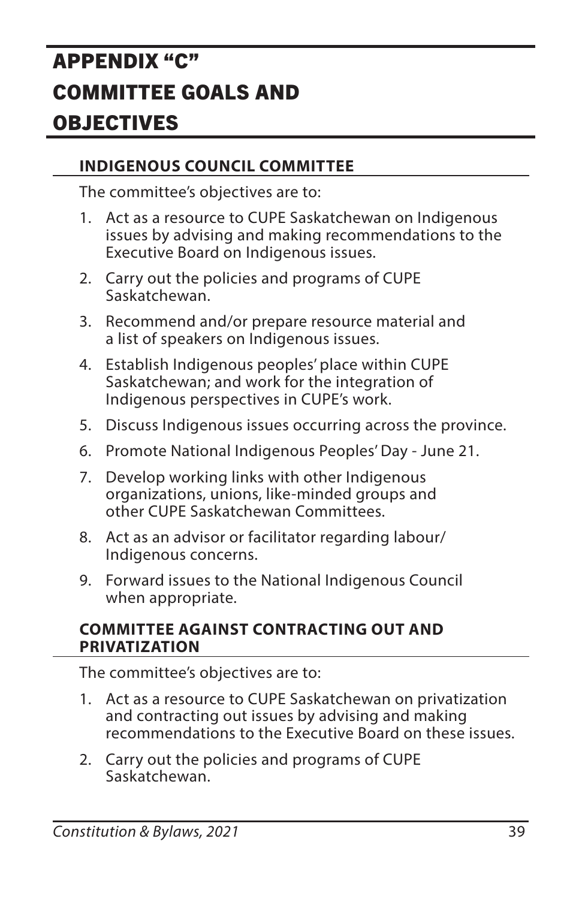# APPENDIX "C" COMMITTEE GOALS AND OBJECTIVES

## INDIGENOUS COUNCIL COMMITTEE

The committee's objectives are to:

1. Act as a resource to CUPE Saskatchewan on Indigenous issues by advising and making recommendations to the Executive Board on Indigenous issues.
2. Carry out the policies and programs of CUPE Saskatchewan.
3. Recommend and/or prepare resource material and a list of speakers on Indigenous issues.
4. Establish Indigenous peoples' place within CUPE Saskatchewan; and work for the integration of Indigenous perspectives in CUPE's work.
5. Discuss Indigenous issues occurring across the province.
6. Promote National Indigenous Peoples' Day - June 21.
7. Develop working links with other Indigenous organizations, unions, like-minded groups and other CUPE Saskatchewan Committees.
8. Act as an advisor or facilitator regarding labour/ Indigenous concerns.
9. Forward issues to the National Indigenous Council when appropriate.

## COMMITTEE AGAINST CONTRACTING OUT AND PRIVATIZATION

The committee's objectives are to:

1. Act as a resource to CUPE Saskatchewan on privatization and contracting out issues by advising and making recommendations to the Executive Board on these issues.
2. Carry out the policies and programs of CUPE Saskatchewan.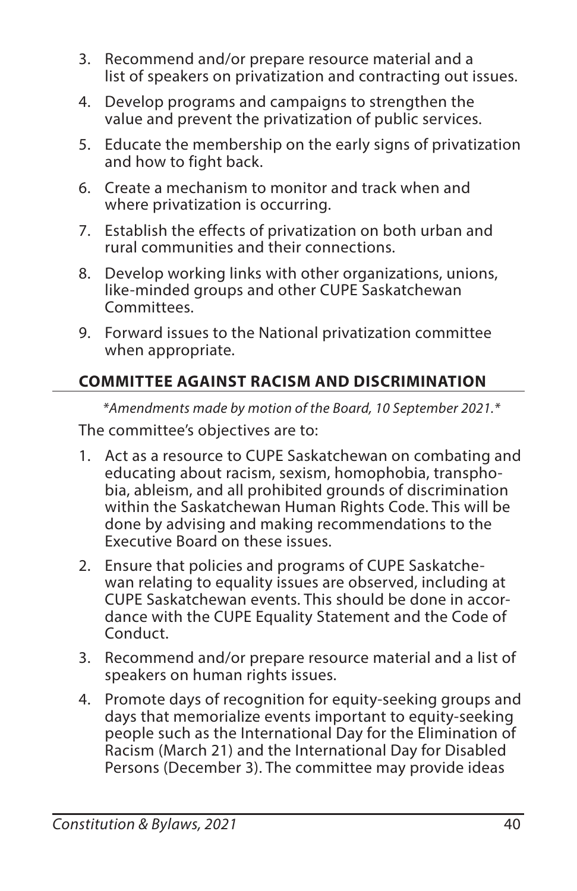3. Recommend and/or prepare resource material and a list of speakers on privatization and contracting out issues.
4. Develop programs and campaigns to strengthen the value and prevent the privatization of public services.
5. Educate the membership on the early signs of privatization and how to fight back.
6. Create a mechanism to monitor and track when and where privatization is occurring.
7. Establish the effects of privatization on both urban and rural communities and their connections.
8. Develop working links with other organizations, unions, like-minded groups and other CUPE Saskatchewan Committees.
9. Forward issues to the National privatization committee when appropriate.

## COMMITTEE AGAINST RACISM AND DISCRIMINATION

*\*Amendments made by motion of the Board, 10 September 2021.\**

The committee's objectives are to:

1. Act as a resource to CUPE Saskatchewan on combating and educating about racism, sexism, homophobia, transphobia, ableism, and all prohibited grounds of discrimination within the Saskatchewan Human Rights Code. This will be done by advising and making recommendations to the Executive Board on these issues.
2. Ensure that policies and programs of CUPE Saskatchewan relating to equality issues are observed, including at CUPE Saskatchewan events. This should be done in accordance with the CUPE Equality Statement and the Code of Conduct.
3. Recommend and/or prepare resource material and a list of speakers on human rights issues.
4. Promote days of recognition for equity-seeking groups and days that memorialize events important to equity-seeking people such as the International Day for the Elimination of Racism (March 21) and the International Day for Disabled Persons (December 3). The committee may provide ideas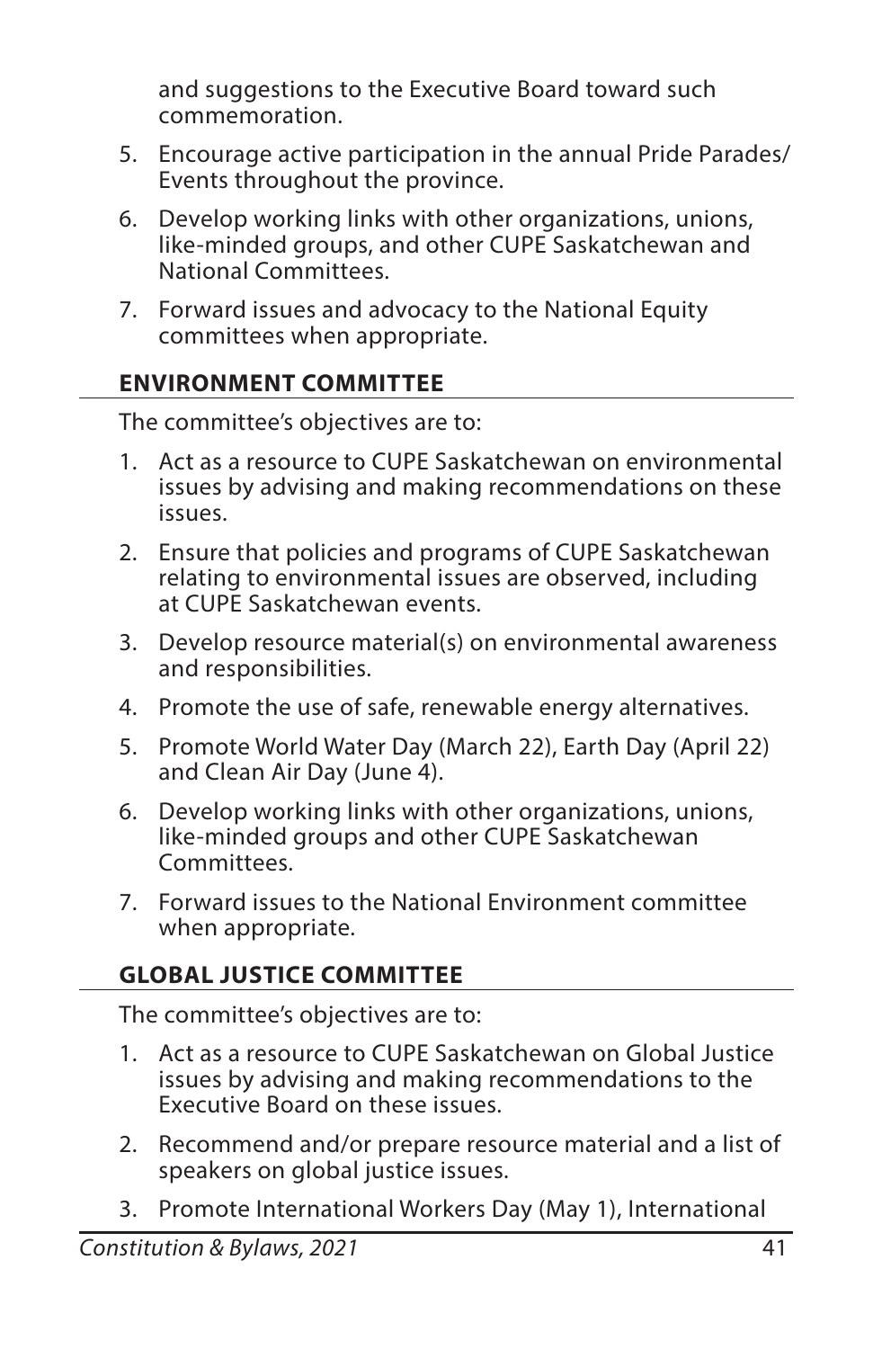and suggestions to the Executive Board toward such commemoration.

5. Encourage active participation in the annual Pride Parades/Events throughout the province.
6. Develop working links with other organizations, unions, like-minded groups, and other CUPE Saskatchewan and National Committees.
7. Forward issues and advocacy to the National Equity committees when appropriate.

### ENVIRONMENT COMMITTEE

The committee's objectives are to:

1. Act as a resource to CUPE Saskatchewan on environmental issues by advising and making recommendations on these issues.
2. Ensure that policies and programs of CUPE Saskatchewan relating to environmental issues are observed, including at CUPE Saskatchewan events.
3. Develop resource material(s) on environmental awareness and responsibilities.
4. Promote the use of safe, renewable energy alternatives.
5. Promote World Water Day (March 22), Earth Day (April 22) and Clean Air Day (June 4).
6. Develop working links with other organizations, unions, like-minded groups and other CUPE Saskatchewan Committees.
7. Forward issues to the National Environment committee when appropriate.

### GLOBAL JUSTICE COMMITTEE

The committee's objectives are to:

1. Act as a resource to CUPE Saskatchewan on Global Justice issues by advising and making recommendations to the Executive Board on these issues.
2. Recommend and/or prepare resource material and a list of speakers on global justice issues.
3. Promote International Workers Day (May 1), International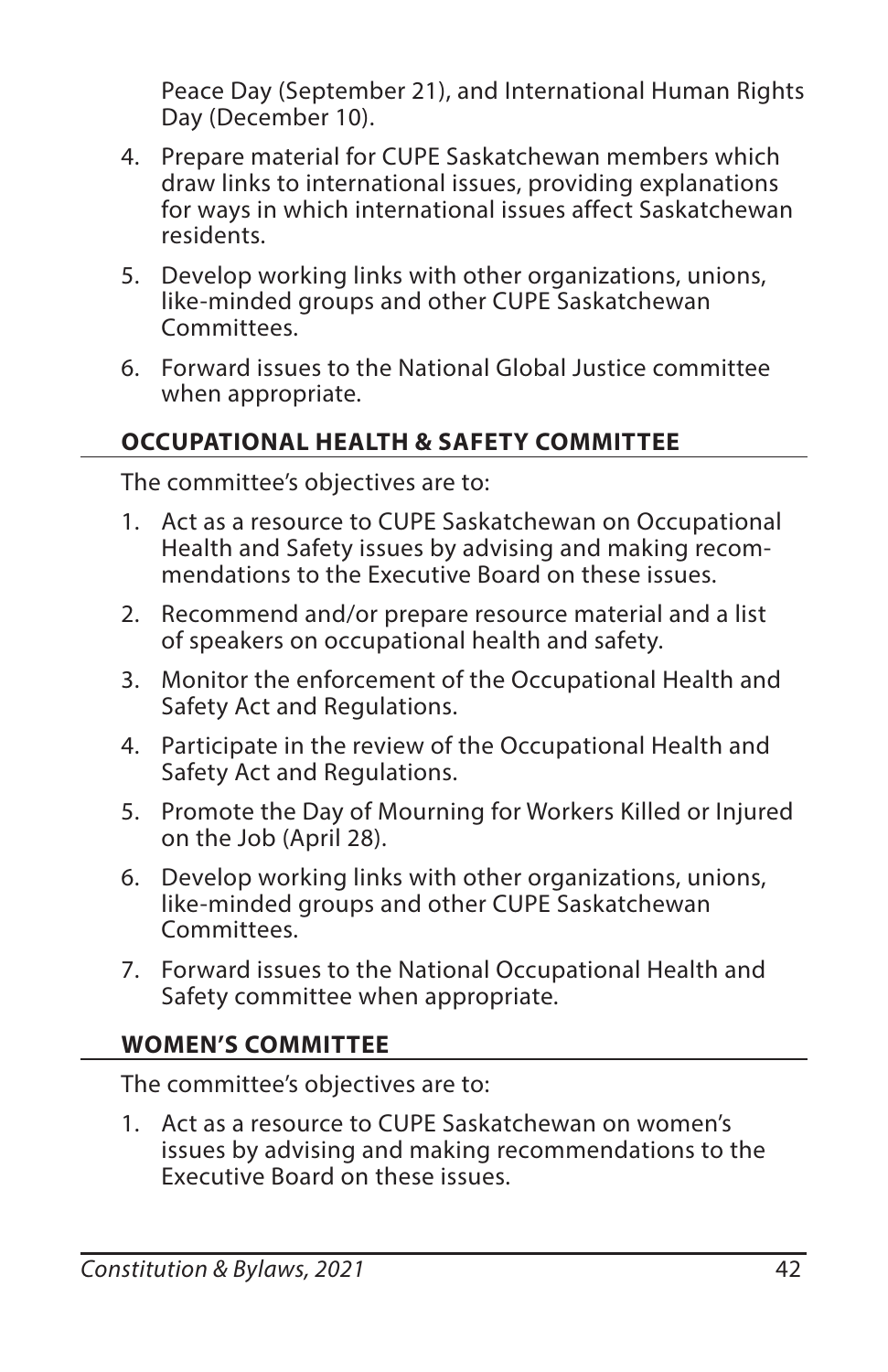Peace Day (September 21), and International Human Rights Day (December 10).

4. Prepare material for CUPE Saskatchewan members which draw links to international issues, providing explanations for ways in which international issues affect Saskatchewan residents.
5. Develop working links with other organizations, unions, like-minded groups and other CUPE Saskatchewan Committees.
6. Forward issues to the National Global Justice committee when appropriate.

## OCCUPATIONAL HEALTH & SAFETY COMMITTEE

The committee's objectives are to:

1. Act as a resource to CUPE Saskatchewan on Occupational Health and Safety issues by advising and making recommendations to the Executive Board on these issues.
2. Recommend and/or prepare resource material and a list of speakers on occupational health and safety.
3. Monitor the enforcement of the Occupational Health and Safety Act and Regulations.
4. Participate in the review of the Occupational Health and Safety Act and Regulations.
5. Promote the Day of Mourning for Workers Killed or Injured on the Job (April 28).
6. Develop working links with other organizations, unions, like-minded groups and other CUPE Saskatchewan Committees.
7. Forward issues to the National Occupational Health and Safety committee when appropriate.

## WOMEN'S COMMITTEE

The committee's objectives are to:

1. Act as a resource to CUPE Saskatchewan on women's issues by advising and making recommendations to the Executive Board on these issues.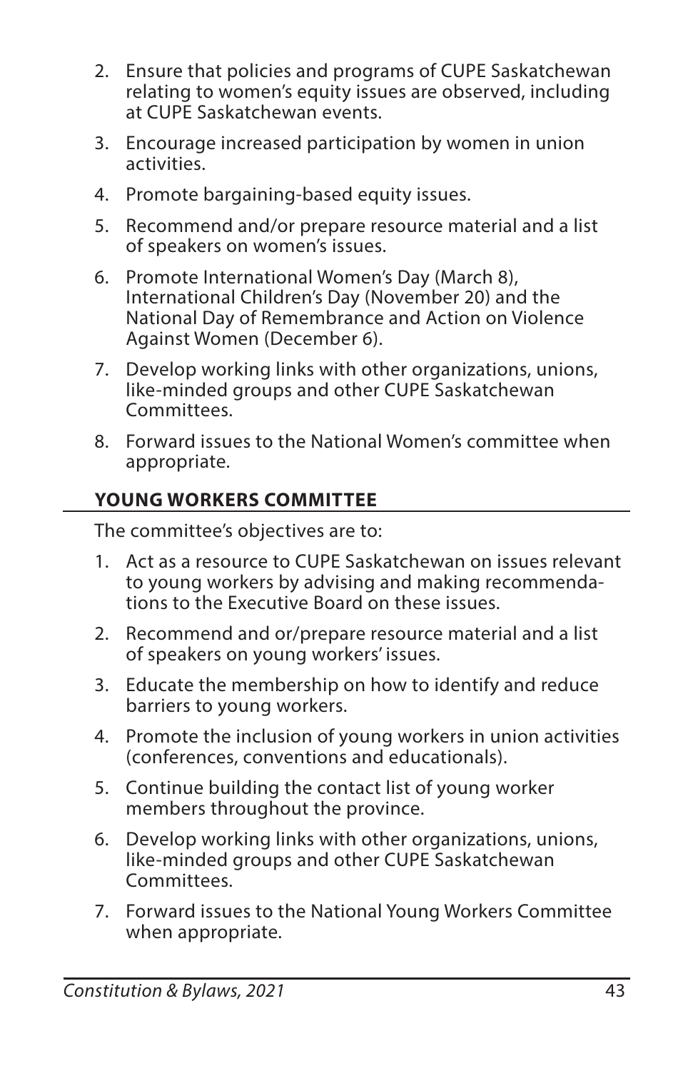2. Ensure that policies and programs of CUPE Saskatchewan relating to women's equity issues are observed, including at CUPE Saskatchewan events.
3. Encourage increased participation by women in union activities.
4. Promote bargaining-based equity issues.
5. Recommend and/or prepare resource material and a list of speakers on women's issues.
6. Promote International Women's Day (March 8), International Children's Day (November 20) and the National Day of Remembrance and Action on Violence Against Women (December 6).
7. Develop working links with other organizations, unions, like-minded groups and other CUPE Saskatchewan Committees.
8. Forward issues to the National Women's committee when appropriate.

**YOUNG WORKERS COMMITTEE**

The committee's objectives are to:

1. Act as a resource to CUPE Saskatchewan on issues relevant to young workers by advising and making recommendations to the Executive Board on these issues.
2. Recommend and or/prepare resource material and a list of speakers on young workers' issues.
3. Educate the membership on how to identify and reduce barriers to young workers.
4. Promote the inclusion of young workers in union activities (conferences, conventions and educationals).
5. Continue building the contact list of young worker members throughout the province.
6. Develop working links with other organizations, unions, like-minded groups and other CUPE Saskatchewan Committees.
7. Forward issues to the National Young Workers Committee when appropriate.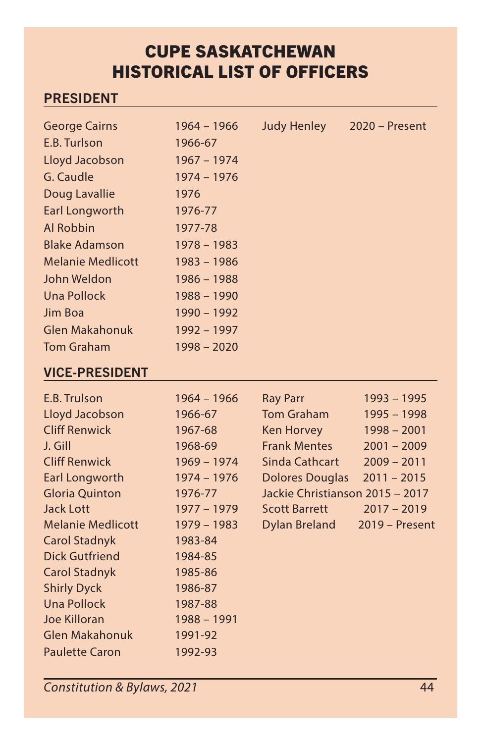# CUPE SASKATCHEWAN HISTORICAL LIST OF OFFICERS

## PRESIDENT

| Name | Years |
|---|---|
| George Cairns | 1964 – 1966 |
| E.B. Turlson | 1966-67 |
| Lloyd Jacobson | 1967 – 1974 |
| G. Caudle | 1974 – 1976 |
| Doug Lavallie | 1976 |
| Earl Longworth | 1976-77 |
| Al Robbin | 1977-78 |
| Blake Adamson | 1978 – 1983 |
| Melanie Medlicott | 1983 – 1986 |
| John Weldon | 1986 – 1988 |
| Una Pollock | 1988 – 1990 |
| Jim Boa | 1990 – 1992 |
| Glen Makahonuk | 1992 – 1997 |
| Tom Graham | 1998 – 2020 |
| Judy Henley | 2020 – Present |

## VICE-PRESIDENT

| Name | Years |
|---|---|
| E.B. Trulson | 1964 – 1966 |
| Lloyd Jacobson | 1966-67 |
| Cliff Renwick | 1967-68 |
| J. Gill | 1968-69 |
| Cliff Renwick | 1969 – 1974 |
| Earl Longworth | 1974 – 1976 |
| Gloria Quinton | 1976-77 |
| Jack Lott | 1977 – 1979 |
| Melanie Medlicott | 1979 – 1983 |
| Carol Stadnyk | 1983-84 |
| Dick Gutfriend | 1984-85 |
| Carol Stadnyk | 1985-86 |
| Shirly Dyck | 1986-87 |
| Una Pollock | 1987-88 |
| Joe Killoran | 1988 – 1991 |
| Glen Makahonuk | 1991-92 |
| Paulette Caron | 1992-93 |
| Ray Parr | 1993 – 1995 |
| Tom Graham | 1995 – 1998 |
| Ken Horvey | 1998 – 2001 |
| Frank Mentes | 2001 – 2009 |
| Sinda Cathcart | 2009 – 2011 |
| Dolores Douglas | 2011 – 2015 |
| Jackie Christianson | 2015 – 2017 |
| Scott Barrett | 2017 – 2019 |
| Dylan Breland | 2019 – Present |

*Constitution & Bylaws, 2021*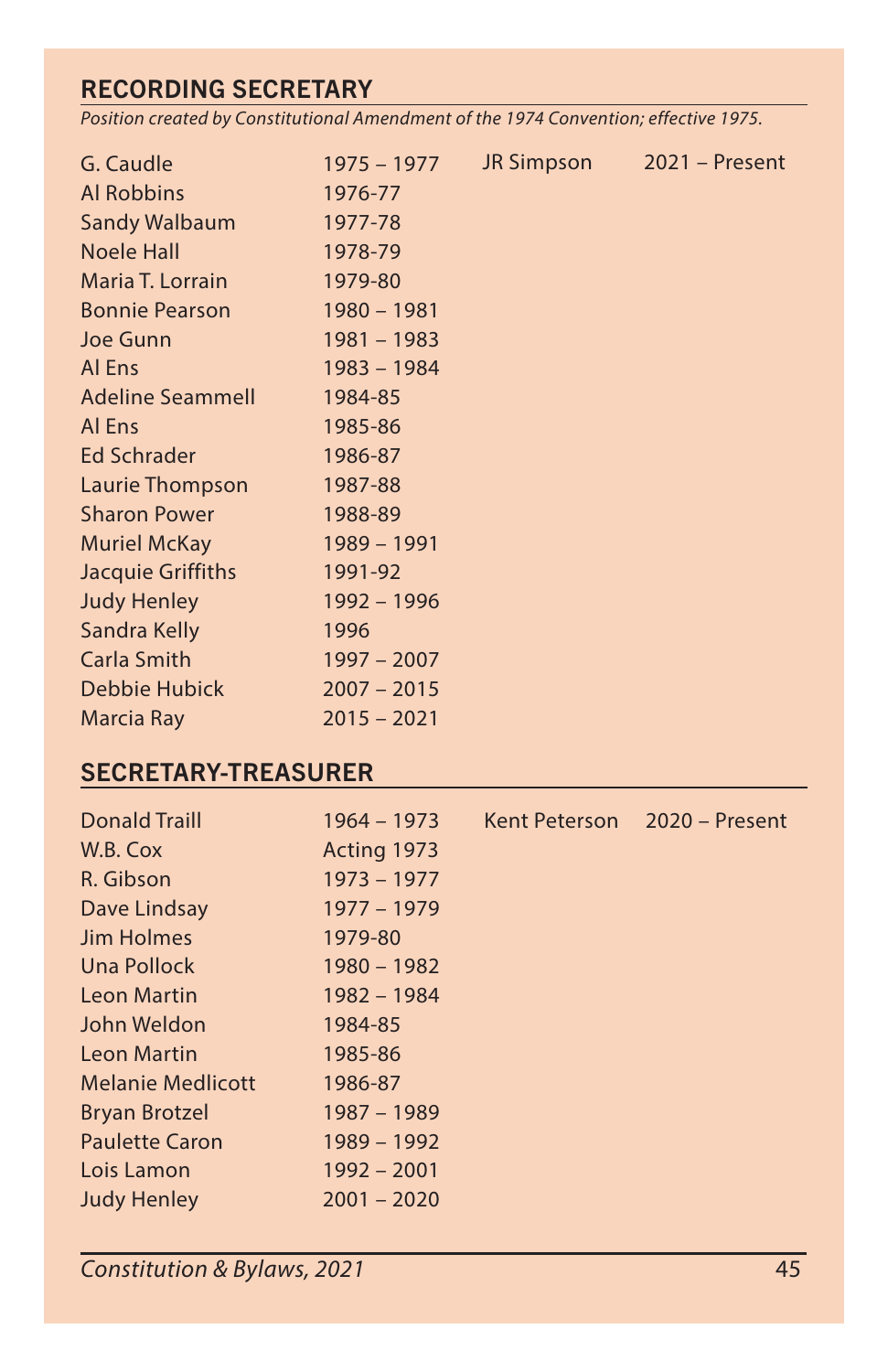## RECORDING SECRETARY

*Position created by Constitutional Amendment of the 1974 Convention; effective 1975.*

| | |
|---|---|
| G. Caudle | 1975 – 1977 |
| Al Robbins | 1976-77 |
| Sandy Walbaum | 1977-78 |
| Noele Hall | 1978-79 |
| Maria T. Lorrain | 1979-80 |
| Bonnie Pearson | 1980 – 1981 |
| Joe Gunn | 1981 – 1983 |
| Al Ens | 1983 – 1984 |
| Adeline Seammell | 1984-85 |
| Al Ens | 1985-86 |
| Ed Schrader | 1986-87 |
| Laurie Thompson | 1987-88 |
| Sharon Power | 1988-89 |
| Muriel McKay | 1989 – 1991 |
| Jacquie Griffiths | 1991-92 |
| Judy Henley | 1992 – 1996 |
| Sandra Kelly | 1996 |
| Carla Smith | 1997 – 2007 |
| Debbie Hubick | 2007 – 2015 |
| Marcia Ray | 2015 – 2021 |
| JR Simpson | 2021 – Present |

## SECRETARY-TREASURER

| | |
|---|---|
| Donald Traill | 1964 – 1973 |
| W.B. Cox | Acting 1973 |
| R. Gibson | 1973 – 1977 |
| Dave Lindsay | 1977 – 1979 |
| Jim Holmes | 1979-80 |
| Una Pollock | 1980 – 1982 |
| Leon Martin | 1982 – 1984 |
| John Weldon | 1984-85 |
| Leon Martin | 1985-86 |
| Melanie Medlicott | 1986-87 |
| Bryan Brotzel | 1987 – 1989 |
| Paulette Caron | 1989 – 1992 |
| Lois Lamon | 1992 – 2001 |
| Judy Henley | 2001 – 2020 |
| Kent Peterson | 2020 – Present |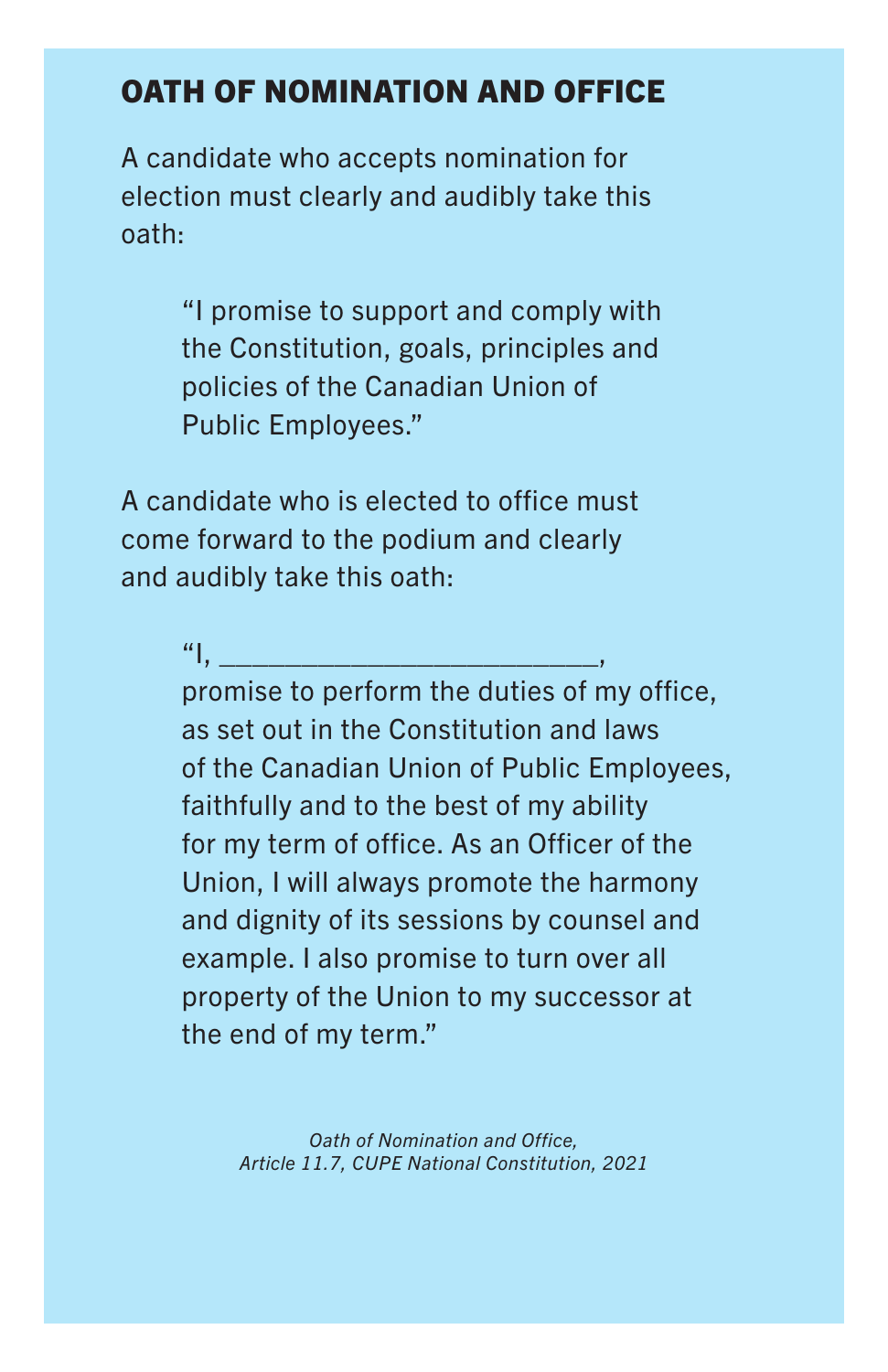# OATH OF NOMINATION AND OFFICE

A candidate who accepts nomination for election must clearly and audibly take this oath:

> "I promise to support and comply with the Constitution, goals, principles and policies of the Canadian Union of Public Employees."

A candidate who is elected to office must come forward to the podium and clearly and audibly take this oath:

> "I, _________________________,
> promise to perform the duties of my office, as set out in the Constitution and laws of the Canadian Union of Public Employees, faithfully and to the best of my ability for my term of office. As an Officer of the Union, I will always promote the harmony and dignity of its sessions by counsel and example. I also promise to turn over all property of the Union to my successor at the end of my term."

*Oath of Nomination and Office,*
*Article 11.7, CUPE National Constitution, 2021*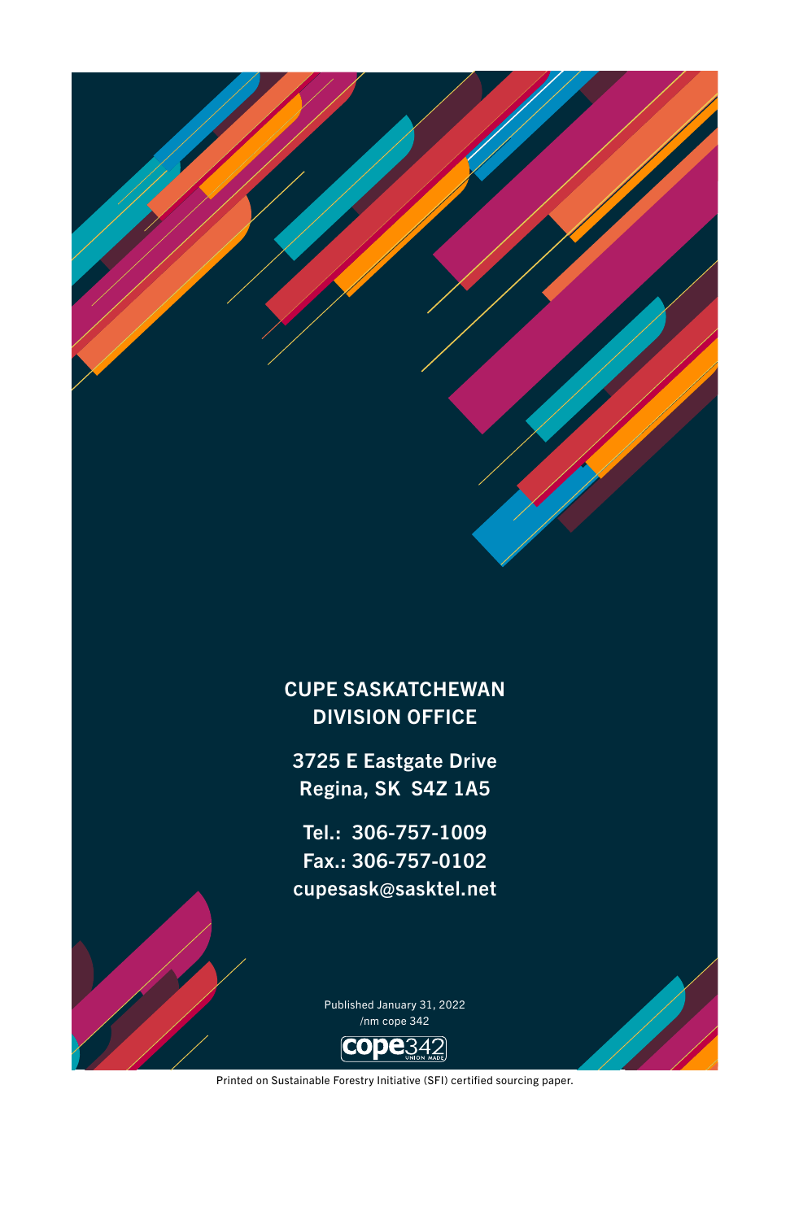**CUPE SASKATCHEWAN**
**DIVISION OFFICE**

**3725 E Eastgate Drive**
**Regina, SK S4Z 1A5**

**Tel.: 306-757-1009**
**Fax.: 306-757-0102**
**cupesask@sasktel.net**

Published January 31, 2022
/nm cope 342

Printed on Sustainable Forestry Initiative (SFI) certified sourcing paper.